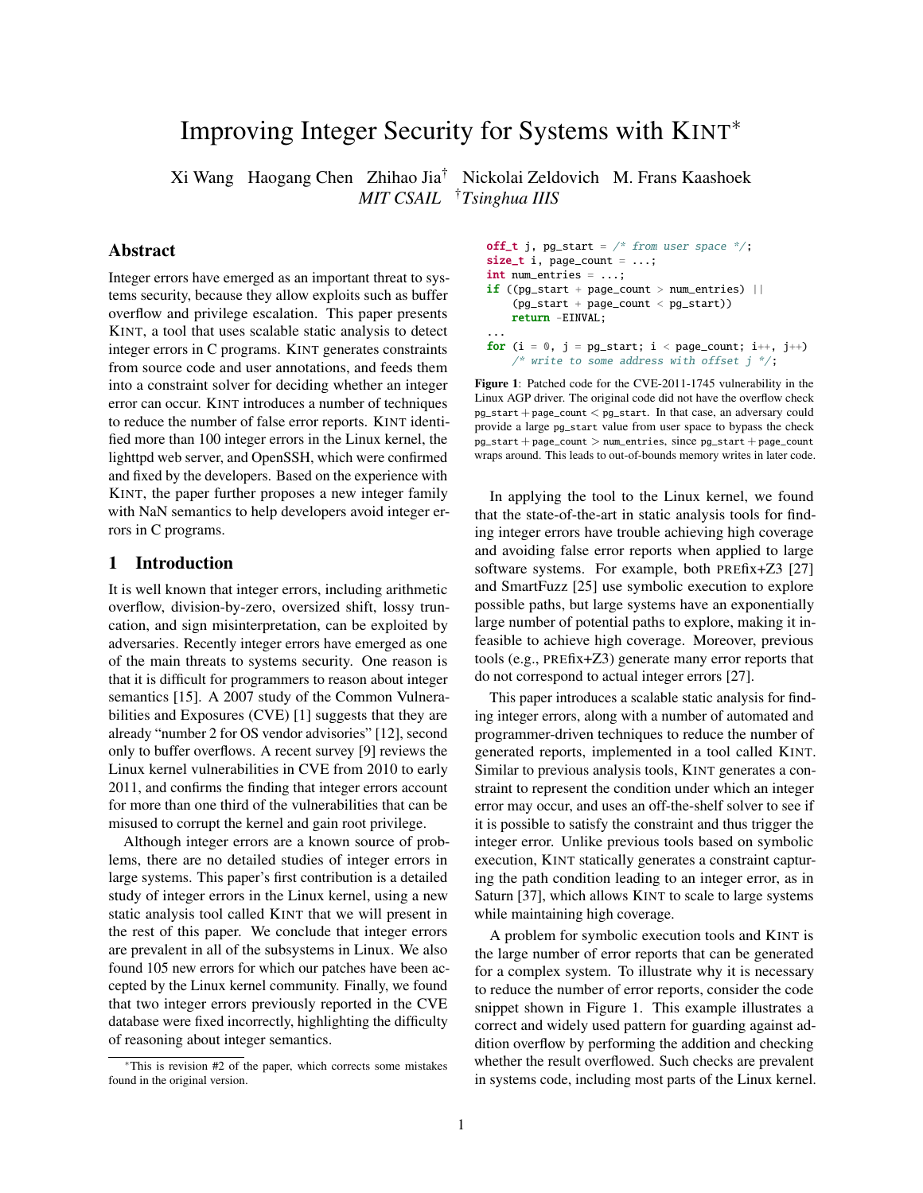# Improving Integer Security for Systems with KINT*

Xi Wang Haogang Chen Zhihao Jia† Nickolai Zeldovich M. Frans Kaashoek

*MIT CSAIL* †*Tsinghua IIIS*

## Abstract

Integer errors have emerged as an important threat to systems security, because they allow exploits such as buffer overflow and privilege escalation. This paper presents KINT, a tool that uses scalable static analysis to detect integer errors in C programs. KINT generates constraints from source code and user annotations, and feeds them into a constraint solver for deciding whether an integer error can occur. KINT introduces a number of techniques to reduce the number of false error reports. KINT identified more than 100 integer errors in the Linux kernel, the lighttpd web server, and OpenSSH, which were confirmed and fixed by the developers. Based on the experience with KINT, the paper further proposes a new integer family with NaN semantics to help developers avoid integer errors in C programs.

## 1 Introduction

It is well known that integer errors, including arithmetic overflow, division-by-zero, oversized shift, lossy truncation, and sign misinterpretation, can be exploited by adversaries. Recently integer errors have emerged as one of the main threats to systems security. One reason is that it is difficult for programmers to reason about integer semantics [15]. A 2007 study of the Common Vulnerabilities and Exposures (CVE) [1] suggests that they are already "number 2 for OS vendor advisories" [12], second only to buffer overflows. A recent survey [9] reviews the Linux kernel vulnerabilities in CVE from 2010 to early 2011, and confirms the finding that integer errors account for more than one third of the vulnerabilities that can be misused to corrupt the kernel and gain root privilege.

Although integer errors are a known source of problems, there are no detailed studies of integer errors in large systems. This paper's first contribution is a detailed study of integer errors in the Linux kernel, using a new static analysis tool called KINT that we will present in the rest of this paper. We conclude that integer errors are prevalent in all of the subsystems in Linux. We also found 105 new errors for which our patches have been accepted by the Linux kernel community. Finally, we found that two integer errors previously reported in the CVE database were fixed incorrectly, highlighting the difficulty of reasoning about integer semantics.

```
off_t j, pg_start = /* from user space */;
size_t i, page_count = ...;
int num_entries = ...;
if ((pg_start + page_count > num_entries) ||
    (pg_start + page_count < pg_start))
    return -EINVAL;
...
for (i = 0, j = pg_start; i < page_count; i++, j++)
    /* write to some address with offset j */;
```

**Figure 1**: Patched code for the CVE-2011-1745 vulnerability in the Linux AGP driver. The original code did not have the overflow check `pg_start + page_count < pg_start`. In that case, an adversary could provide a large `pg_start` value from user space to bypass the check `pg_start + page_count > num_entries`, since `pg_start + page_count` wraps around. This leads to out-of-bounds memory writes in later code.

In applying the tool to the Linux kernel, we found that the state-of-the-art in static analysis tools for finding integer errors have trouble achieving high coverage and avoiding false error reports when applied to large software systems. For example, both PREfix+Z3 [27] and SmartFuzz [25] use symbolic execution to explore possible paths, but large systems have an exponentially large number of potential paths to explore, making it infeasible to achieve high coverage. Moreover, previous tools (e.g., PREfix+Z3) generate many error reports that do not correspond to actual integer errors [27].

This paper introduces a scalable static analysis for finding integer errors, along with a number of automated and programmer-driven techniques to reduce the number of generated reports, implemented in a tool called KINT. Similar to previous analysis tools, KINT generates a constraint to represent the condition under which an integer error may occur, and uses an off-the-shelf solver to see if it is possible to satisfy the constraint and thus trigger the integer error. Unlike previous tools based on symbolic execution, KINT statically generates a constraint capturing the path condition leading to an integer error, as in Saturn [37], which allows KINT to scale to large systems while maintaining high coverage.

A problem for symbolic execution tools and KINT is the large number of error reports that can be generated for a complex system. To illustrate why it is necessary to reduce the number of error reports, consider the code snippet shown in Figure 1. This example illustrates a correct and widely used pattern for guarding against addition overflow by performing the addition and checking whether the result overflowed. Such checks are prevalent in systems code, including most parts of the Linux kernel.

*This is revision #2 of the paper, which corrects some mistakes found in the original version.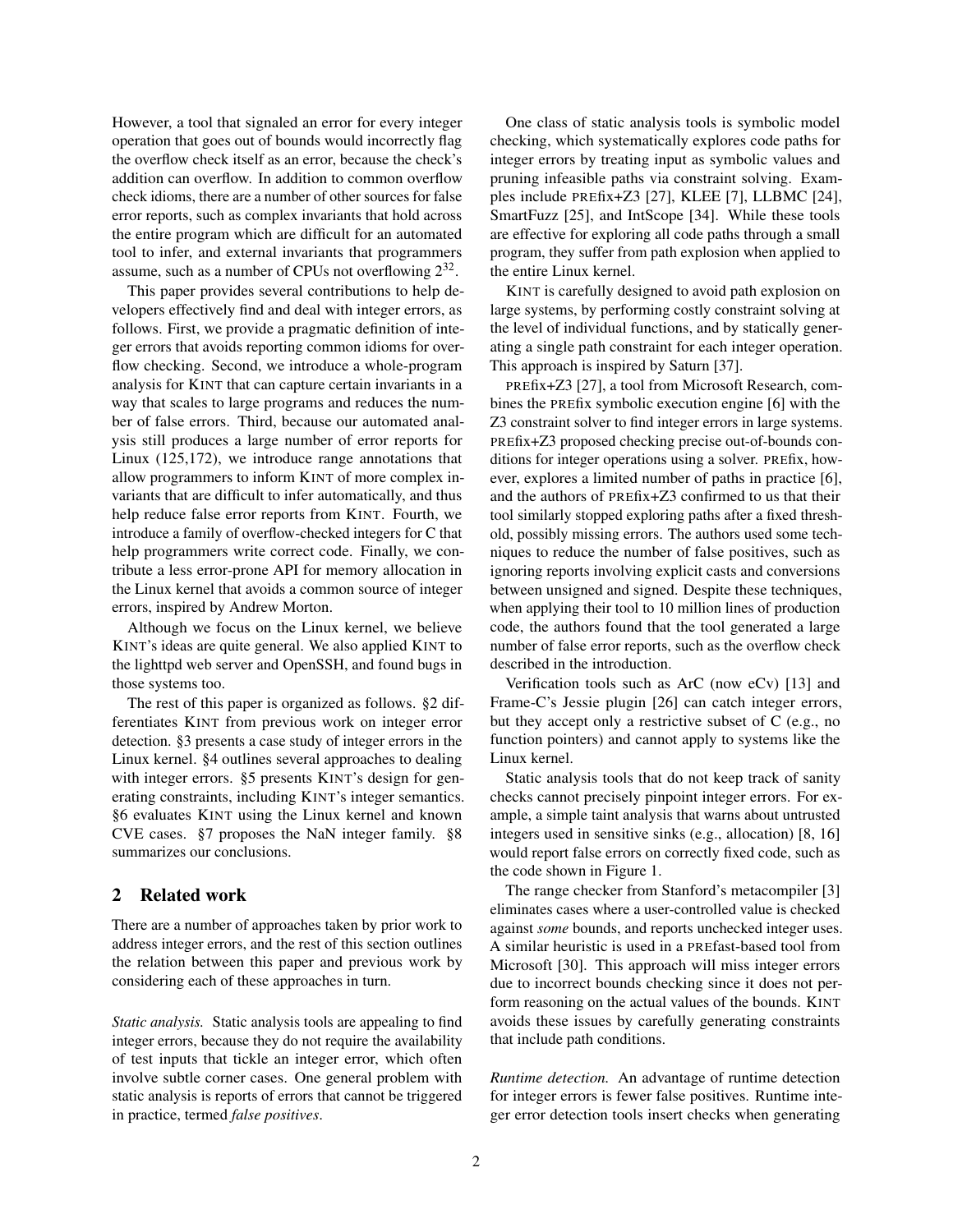However, a tool that signaled an error for every integer operation that goes out of bounds would incorrectly flag the overflow check itself as an error, because the check's addition can overflow. In addition to common overflow check idioms, there are a number of other sources for false error reports, such as complex invariants that hold across the entire program which are difficult for an automated tool to infer, and external invariants that programmers assume, such as a number of CPUs not overflowing $2^{32}$.

This paper provides several contributions to help developers effectively find and deal with integer errors, as follows. First, we provide a pragmatic definition of integer errors that avoids reporting common idioms for overflow checking. Second, we introduce a whole-program analysis for KINT that can capture certain invariants in a way that scales to large programs and reduces the number of false errors. Third, because our automated analysis still produces a large number of error reports for Linux (125,172), we introduce range annotations that allow programmers to inform KINT of more complex invariants that are difficult to infer automatically, and thus help reduce false error reports from KINT. Fourth, we introduce a family of overflow-checked integers for C that help programmers write correct code. Finally, we contribute a less error-prone API for memory allocation in the Linux kernel that avoids a common source of integer errors, inspired by Andrew Morton.

Although we focus on the Linux kernel, we believe KINT's ideas are quite general. We also applied KINT to the lighttpd web server and OpenSSH, and found bugs in those systems too.

The rest of this paper is organized as follows. §2 differentiates KINT from previous work on integer error detection. §3 presents a case study of integer errors in the Linux kernel. §4 outlines several approaches to dealing with integer errors. §5 presents KINT's design for generating constraints, including KINT's integer semantics. §6 evaluates KINT using the Linux kernel and known CVE cases. §7 proposes the NaN integer family. §8 summarizes our conclusions.

## 2 Related work

There are a number of approaches taken by prior work to address integer errors, and the rest of this section outlines the relation between this paper and previous work by considering each of these approaches in turn.

*Static analysis.* Static analysis tools are appealing to find integer errors, because they do not require the availability of test inputs that tickle an integer error, which often involve subtle corner cases. One general problem with static analysis is reports of errors that cannot be triggered in practice, termed *false positives*.

One class of static analysis tools is symbolic model checking, which systematically explores code paths for integer errors by treating input as symbolic values and pruning infeasible paths via constraint solving. Examples include PREfix+Z3 [27], KLEE [7], LLBMC [24], SmartFuzz [25], and IntScope [34]. While these tools are effective for exploring all code paths through a small program, they suffer from path explosion when applied to the entire Linux kernel.

KINT is carefully designed to avoid path explosion on large systems, by performing costly constraint solving at the level of individual functions, and by statically generating a single path constraint for each integer operation. This approach is inspired by Saturn [37].

PREfix+Z3 [27], a tool from Microsoft Research, combines the PREfix symbolic execution engine [6] with the Z3 constraint solver to find integer errors in large systems. PREfix+Z3 proposed checking precise out-of-bounds conditions for integer operations using a solver. PREfix, however, explores a limited number of paths in practice [6], and the authors of PREfix+Z3 confirmed to us that their tool similarly stopped exploring paths after a fixed threshold, possibly missing errors. The authors used some techniques to reduce the number of false positives, such as ignoring reports involving explicit casts and conversions between unsigned and signed. Despite these techniques, when applying their tool to 10 million lines of production code, the authors found that the tool generated a large number of false error reports, such as the overflow check described in the introduction.

Verification tools such as ArC (now eCv) [13] and Frame-C's Jessie plugin [26] can catch integer errors, but they accept only a restrictive subset of C (e.g., no function pointers) and cannot apply to systems like the Linux kernel.

Static analysis tools that do not keep track of sanity checks cannot precisely pinpoint integer errors. For example, a simple taint analysis that warns about untrusted integers used in sensitive sinks (e.g., allocation) [8, 16] would report false errors on correctly fixed code, such as the code shown in Figure 1.

The range checker from Stanford's metacompiler [3] eliminates cases where a user-controlled value is checked against *some* bounds, and reports unchecked integer uses. A similar heuristic is used in a PREfast-based tool from Microsoft [30]. This approach will miss integer errors due to incorrect bounds checking since it does not perform reasoning on the actual values of the bounds. KINT avoids these issues by carefully generating constraints that include path conditions.

*Runtime detection.* An advantage of runtime detection for integer errors is fewer false positives. Runtime integer error detection tools insert checks when generating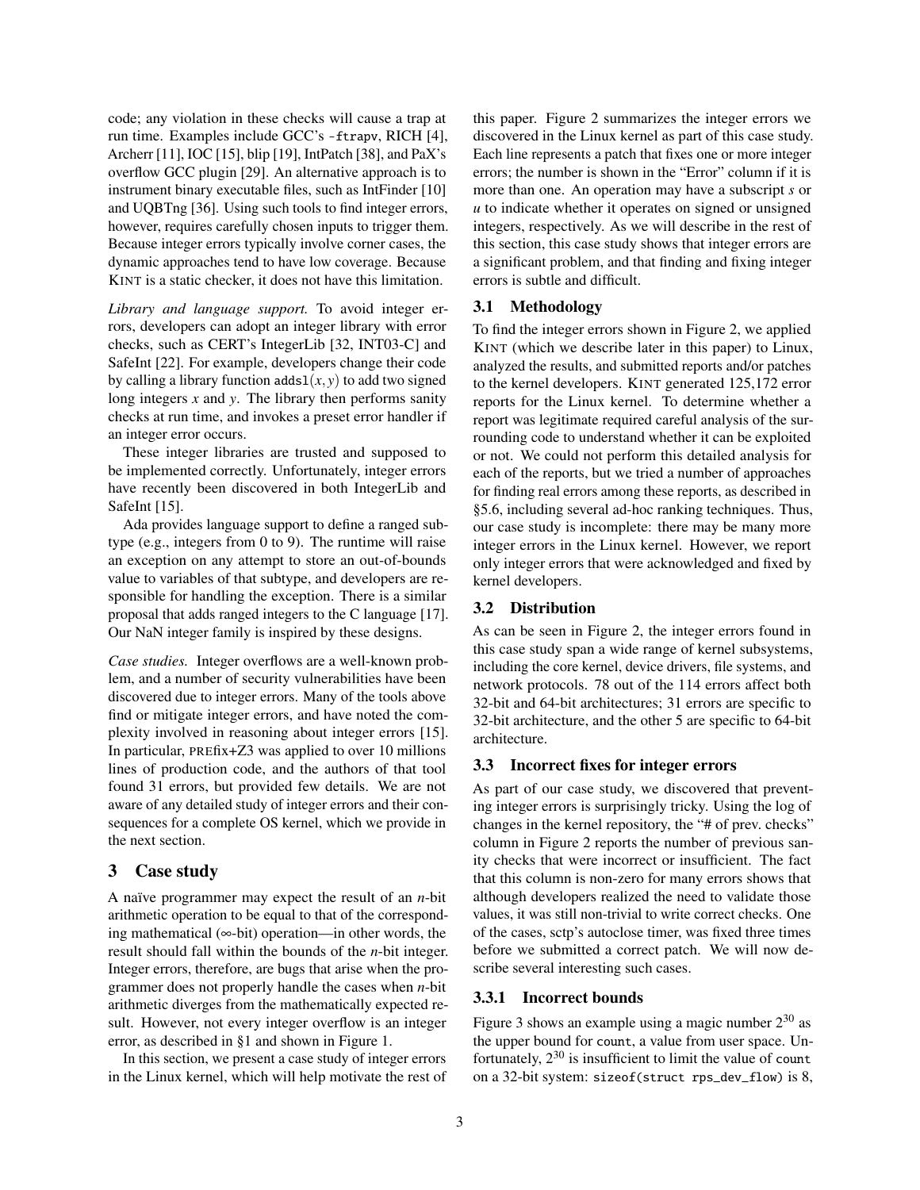code; any violation in these checks will cause a trap at run time. Examples include GCC's `-ftrapv`, RICH [4], Archerr [11], IOC [15], blip [19], IntPatch [38], and PaX's overflow GCC plugin [29]. An alternative approach is to instrument binary executable files, such as IntFinder [10] and UQBTng [36]. Using such tools to find integer errors, however, requires carefully chosen inputs to trigger them. Because integer errors typically involve corner cases, the dynamic approaches tend to have low coverage. Because KINT is a static checker, it does not have this limitation.

*Library and language support.* To avoid integer errors, developers can adopt an integer library with error checks, such as CERT's IntegerLib [32, INT03-C] and SafeInt [22]. For example, developers change their code by calling a library function `addsl`$(x, y)$ to add two signed long integers $x$ and $y$. The library then performs sanity checks at run time, and invokes a preset error handler if an integer error occurs.

These integer libraries are trusted and supposed to be implemented correctly. Unfortunately, integer errors have recently been discovered in both IntegerLib and SafeInt [15].

Ada provides language support to define a ranged subtype (e.g., integers from 0 to 9). The runtime will raise an exception on any attempt to store an out-of-bounds value to variables of that subtype, and developers are responsible for handling the exception. There is a similar proposal that adds ranged integers to the C language [17]. Our NaN integer family is inspired by these designs.

*Case studies.* Integer overflows are a well-known problem, and a number of security vulnerabilities have been discovered due to integer errors. Many of the tools above find or mitigate integer errors, and have noted the complexity involved in reasoning about integer errors [15]. In particular, PREfix+Z3 was applied to over 10 millions lines of production code, and the authors of that tool found 31 errors, but provided few details. We are not aware of any detailed study of integer errors and their consequences for a complete OS kernel, which we provide in the next section.

# 3 Case study

A naïve programmer may expect the result of an $n$-bit arithmetic operation to be equal to that of the corresponding mathematical ($\infty$-bit) operation—in other words, the result should fall within the bounds of the $n$-bit integer. Integer errors, therefore, are bugs that arise when the programmer does not properly handle the cases when $n$-bit arithmetic diverges from the mathematically expected result. However, not every integer overflow is an integer error, as described in §1 and shown in Figure 1.

In this section, we present a case study of integer errors in the Linux kernel, which will help motivate the rest of this paper. Figure 2 summarizes the integer errors we discovered in the Linux kernel as part of this case study. Each line represents a patch that fixes one or more integer errors; the number is shown in the "Error" column if it is more than one. An operation may have a subscript $s$ or $u$ to indicate whether it operates on signed or unsigned integers, respectively. As we will describe in the rest of this section, this case study shows that integer errors are a significant problem, and that finding and fixing integer errors is subtle and difficult.

## 3.1 Methodology

To find the integer errors shown in Figure 2, we applied KINT (which we describe later in this paper) to Linux, analyzed the results, and submitted reports and/or patches to the kernel developers. KINT generated 125,172 error reports for the Linux kernel. To determine whether a report was legitimate required careful analysis of the surrounding code to understand whether it can be exploited or not. We could not perform this detailed analysis for each of the reports, but we tried a number of approaches for finding real errors among these reports, as described in §5.6, including several ad-hoc ranking techniques. Thus, our case study is incomplete: there may be many more integer errors in the Linux kernel. However, we report only integer errors that were acknowledged and fixed by kernel developers.

## 3.2 Distribution

As can be seen in Figure 2, the integer errors found in this case study span a wide range of kernel subsystems, including the core kernel, device drivers, file systems, and network protocols. 78 out of the 114 errors affect both 32-bit and 64-bit architectures; 31 errors are specific to 32-bit architecture, and the other 5 are specific to 64-bit architecture.

## 3.3 Incorrect fixes for integer errors

As part of our case study, we discovered that preventing integer errors is surprisingly tricky. Using the log of changes in the kernel repository, the "# of prev. checks" column in Figure 2 reports the number of previous sanity checks that were incorrect or insufficient. The fact that this column is non-zero for many errors shows that although developers realized the need to validate those values, it was still non-trivial to write correct checks. One of the cases, sctp's autoclose timer, was fixed three times before we submitted a correct patch. We will now describe several interesting such cases.

### 3.3.1 Incorrect bounds

Figure 3 shows an example using a magic number $2^{30}$ as the upper bound for `count`, a value from user space. Unfortunately, $2^{30}$ is insufficient to limit the value of `count` on a 32-bit system: `sizeof(struct rps_dev_flow)` is 8,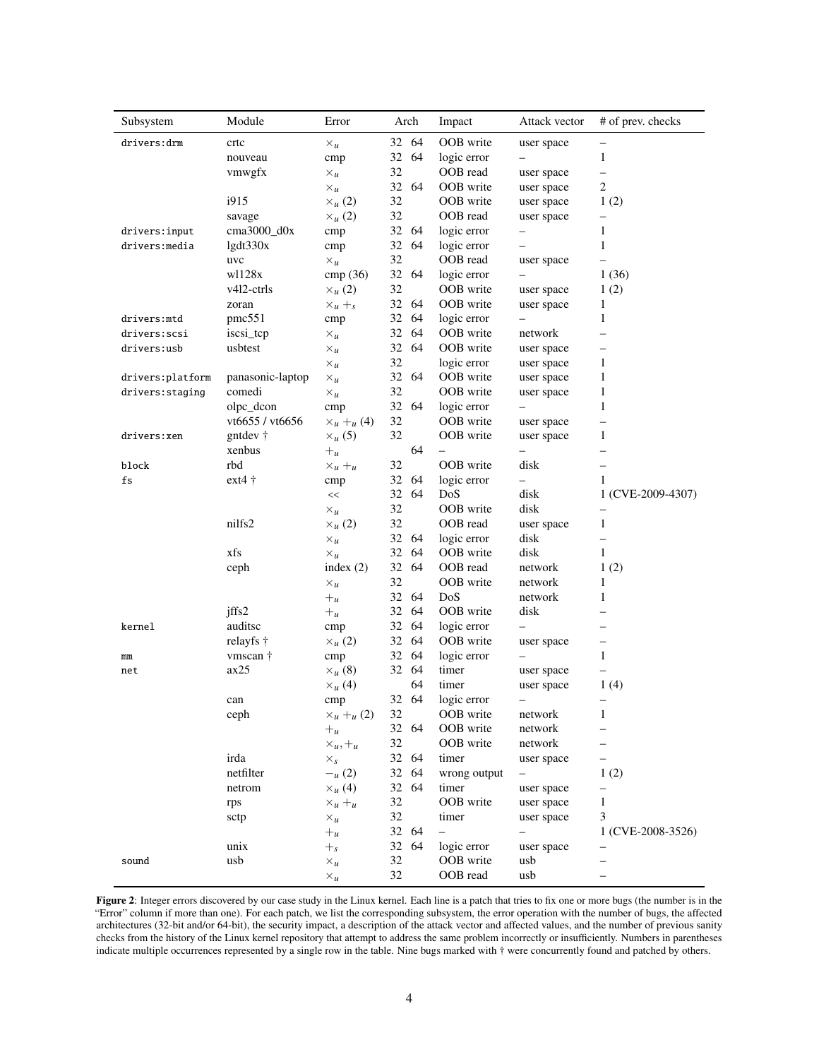| Subsystem | Module | Error | Arch | | Impact | Attack vector | # of prev. checks |
|---|---|---|---|---|---|---|---|
| drivers:drm | crtc | $\times_u$ | 32 | 64 | OOB write | user space | – |
| | nouveau | cmp | 32 | 64 | logic error | – | 1 |
| | vmwgfx | $\times_u$ | 32 | | OOB read | user space | – |
| | | $\times_u$ | 32 | 64 | OOB write | user space | 2 |
| | i915 | $\times_u$ (2) | 32 | | OOB write | user space | 1 (2) |
| | savage | $\times_u$ (2) | 32 | | OOB read | user space | – |
| drivers:input | cma3000_d0x | cmp | 32 | 64 | logic error | – | 1 |
| drivers:media | lgdt330x | cmp | 32 | 64 | logic error | – | 1 |
| | uvc | $\times_u$ | 32 | | OOB read | user space | – |
| | wl128x | cmp (36) | 32 | 64 | logic error | – | 1 (36) |
| | v4l2-ctrls | $\times_u$ (2) | 32 | | OOB write | user space | 1 (2) |
| | zoran | $\times_u +_s$ | 32 | 64 | OOB write | user space | 1 |
| drivers:mtd | pmc551 | cmp | 32 | 64 | logic error | – | 1 |
| drivers:scsi | iscsi_tcp | $\times_u$ | 32 | 64 | OOB write | network | – |
| drivers:usb | usbtest | $\times_u$ | 32 | 64 | OOB write | user space | – |
| | | $\times_u$ | 32 | | logic error | user space | 1 |
| drivers:platform | panasonic-laptop | $\times_u$ | 32 | 64 | OOB write | user space | 1 |
| drivers:staging | comedi | $\times_u$ | 32 | | OOB write | user space | 1 |
| | olpc_dcon | cmp | 32 | 64 | logic error | – | 1 |
| | vt6655 / vt6656 | $\times_u +_u$ (4) | 32 | | OOB write | user space | – |
| drivers:xen | gntdev † | $\times_u$ (5) | 32 | | OOB write | user space | 1 |
| | xenbus | $+_u$ | | 64 | – | – | – |
| block | rbd | $\times_u +_u$ | 32 | | OOB write | disk | – |
| fs | ext4 † | cmp | 32 | 64 | logic error | – | 1 |
| | | << | 32 | 64 | DoS | disk | 1 (CVE-2009-4307) |
| | | $\times_u$ | 32 | | OOB write | disk | – |
| | nilfs2 | $\times_u$ (2) | 32 | | OOB read | user space | 1 |
| | | $\times_u$ | 32 | 64 | logic error | disk | – |
| | xfs | $\times_u$ | 32 | 64 | OOB write | disk | 1 |
| | ceph | index (2) | 32 | 64 | OOB read | network | 1 (2) |
| | | $\times_u$ | 32 | | OOB write | network | 1 |
| | | $+_u$ | 32 | 64 | DoS | network | 1 |
| | jffs2 | $+_u$ | 32 | 64 | OOB write | disk | – |
| kernel | auditsc | cmp | 32 | 64 | logic error | – | – |
| | relayfs † | $\times_u$ (2) | 32 | 64 | OOB write | user space | – |
| mm | vmscan † | cmp | 32 | 64 | logic error | – | 1 |
| net | ax25 | $\times_u$ (8) | 32 | 64 | timer | user space | – |
| | | $\times_u$ (4) | | 64 | timer | user space | 1 (4) |
| | can | cmp | 32 | 64 | logic error | – | – |
| | ceph | $\times_u +_u$ (2) | 32 | | OOB write | network | 1 |
| | | $+_u$ | 32 | 64 | OOB write | network | – |
| | | $\times_u, +_u$ | 32 | | OOB write | network | – |
| | irda | $\times_s$ | 32 | 64 | timer | user space | – |
| | netfilter | $-_u$ (2) | 32 | 64 | wrong output | – | 1 (2) |
| | netrom | $\times_u$ (4) | 32 | 64 | timer | user space | – |
| | rps | $\times_u +_u$ | 32 | | OOB write | user space | 1 |
| | sctp | $\times_u$ | 32 | | timer | user space | 3 |
| | | $+_u$ | 32 | 64 | – | – | 1 (CVE-2008-3526) |
| | unix | $+_s$ | 32 | 64 | logic error | user space | – |
| sound | usb | $\times_u$ | 32 | | OOB write | usb | – |
| | | $\times_u$ | 32 | | OOB read | usb | – |

**Figure 2**: Integer errors discovered by our case study in the Linux kernel. Each line is a patch that tries to fix one or more bugs (the number is in the "Error" column if more than one). For each patch, we list the corresponding subsystem, the error operation with the number of bugs, the affected architectures (32-bit and/or 64-bit), the security impact, a description of the attack vector and affected values, and the number of previous sanity checks from the history of the Linux kernel repository that attempt to address the same problem incorrectly or insufficiently. Numbers in parentheses indicate multiple occurrences represented by a single row in the table. Nine bugs marked with † were concurrently found and patched by others.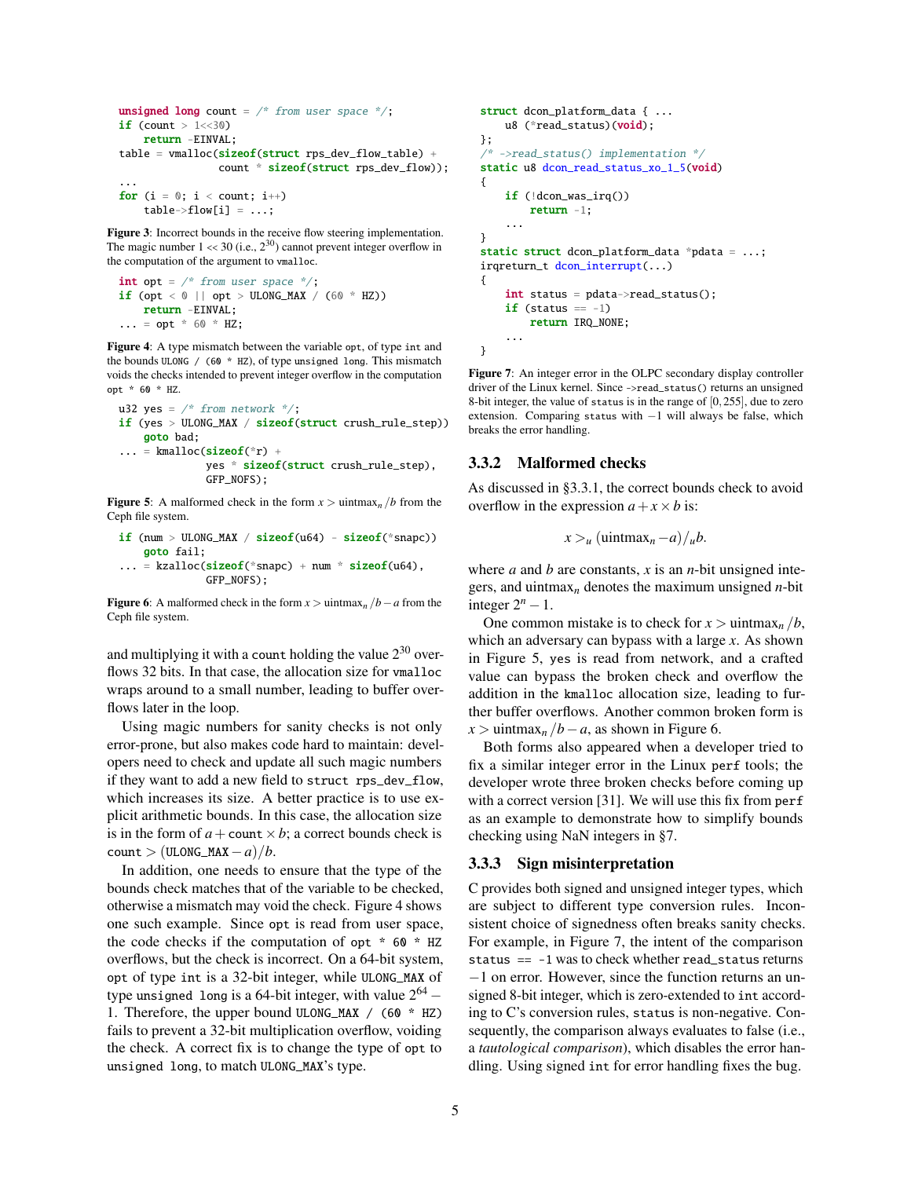```c
unsigned long count = /* from user space */;
if (count > 1<<30)
    return -EINVAL;
table = vmalloc(sizeof(struct rps_dev_flow_table) +
                count * sizeof(struct rps_dev_flow));
...
for (i = 0; i < count; i++)
    table->flow[i] = ...;
```

**Figure 3**: Incorrect bounds in the receive flow steering implementation. The magic number 1 << 30 (i.e., $2^{30}$) cannot prevent integer overflow in the computation of the argument to `vmalloc`.

```c
int opt = /* from user space */;
if (opt < 0 || opt > ULONG_MAX / (60 * HZ))
    return -EINVAL;
... = opt * 60 * HZ;
```

**Figure 4**: A type mismatch between the variable `opt`, of type `int` and the bounds `ULONG / (60 * HZ)`, of type `unsigned long`. This mismatch voids the checks intended to prevent integer overflow in the computation `opt * 60 * HZ`.

```c
u32 yes = /* from network */;
if (yes > ULONG_MAX / sizeof(struct crush_rule_step))
    goto bad;
... = kmalloc(sizeof(*r) +
              yes * sizeof(struct crush_rule_step),
              GFP_NOFS);
```

**Figure 5**: A malformed check in the form $x > \text{uintmax}_n / b$ from the Ceph file system.

```c
if (num > ULONG_MAX / sizeof(u64) - sizeof(*snapc))
    goto fail;
... = kzalloc(sizeof(*snapc) + num * sizeof(u64),
              GFP_NOFS);
```

**Figure 6**: A malformed check in the form $x > \text{uintmax}_n / b - a$ from the Ceph file system.

and multiplying it with a `count` holding the value $2^{30}$ overflows 32 bits. In that case, the allocation size for `vmalloc` wraps around to a small number, leading to buffer overflows later in the loop.

Using magic numbers for sanity checks is not only error-prone, but also makes code hard to maintain: developers need to check and update all such magic numbers if they want to add a new field to `struct rps_dev_flow`, which increases its size. A better practice is to use explicit arithmetic bounds. In this case, the allocation size is in the form of $a + \texttt{count} \times b$; a correct bounds check is $\texttt{count} > (\texttt{ULONG\_MAX} - a)/b$.

In addition, one needs to ensure that the type of the bounds check matches that of the variable to be checked, otherwise a mismatch may void the check. Figure 4 shows one such example. Since `opt` is read from user space, the code checks if the computation of `opt * 60 * HZ` overflows, but the check is incorrect. On a 64-bit system, `opt` of type `int` is a 32-bit integer, while `ULONG_MAX` of type `unsigned long` is a 64-bit integer, with value $2^{64} - 1$. Therefore, the upper bound `ULONG_MAX / (60 * HZ)` fails to prevent a 32-bit multiplication overflow, voiding the check. A correct fix is to change the type of `opt` to `unsigned long`, to match `ULONG_MAX`'s type.

```c
struct dcon_platform_data { ...
    u8 (*read_status)(void);
};
/* ->read_status() implementation */
static u8 dcon_read_status_xo_1_5(void)
{
    if (!dcon_was_irq())
        return -1;
    ...
}
static struct dcon_platform_data *pdata = ...;
irqreturn_t dcon_interrupt(...)
{
    int status = pdata->read_status();
    if (status == -1)
        return IRQ_NONE;
    ...
}
```

**Figure 7**: An integer error in the OLPC secondary display controller driver of the Linux kernel. Since `->read_status()` returns an unsigned 8-bit integer, the value of `status` is in the range of $[0, 255]$, due to zero extension. Comparing `status` with $-1$ will always be false, which breaks the error handling.

### 3.3.2 Malformed checks

As discussed in §3.3.1, the correct bounds check to avoid overflow in the expression $a + x \times b$ is:

$$x >_u (\text{uintmax}_n - a)/_u b.$$

where $a$ and $b$ are constants, $x$ is an $n$-bit unsigned integers, and $\text{uintmax}_n$ denotes the maximum unsigned $n$-bit integer $2^n - 1$.

One common mistake is to check for $x > \text{uintmax}_n / b$, which an adversary can bypass with a large $x$. As shown in Figure 5, `yes` is read from network, and a crafted value can bypass the broken check and overflow the addition in the `kmalloc` allocation size, leading to further buffer overflows. Another common broken form is $x > \text{uintmax}_n / b - a$, as shown in Figure 6.

Both forms also appeared when a developer tried to fix a similar integer error in the Linux `perf` tools; the developer wrote three broken checks before coming up with a correct version [31]. We will use this fix from `perf` as an example to demonstrate how to simplify bounds checking using NaN integers in §7.

### 3.3.3 Sign misinterpretation

C provides both signed and unsigned integer types, which are subject to different type conversion rules. Inconsistent choice of signedness often breaks sanity checks. For example, in Figure 7, the intent of the comparison `status == -1` was to check whether `read_status` returns $-1$ on error. However, since the function returns an unsigned 8-bit integer, which is zero-extended to `int` according to C's conversion rules, `status` is non-negative. Consequently, the comparison always evaluates to false (i.e., a *tautological comparison*), which disables the error handling. Using signed `int` for error handling fixes the bug.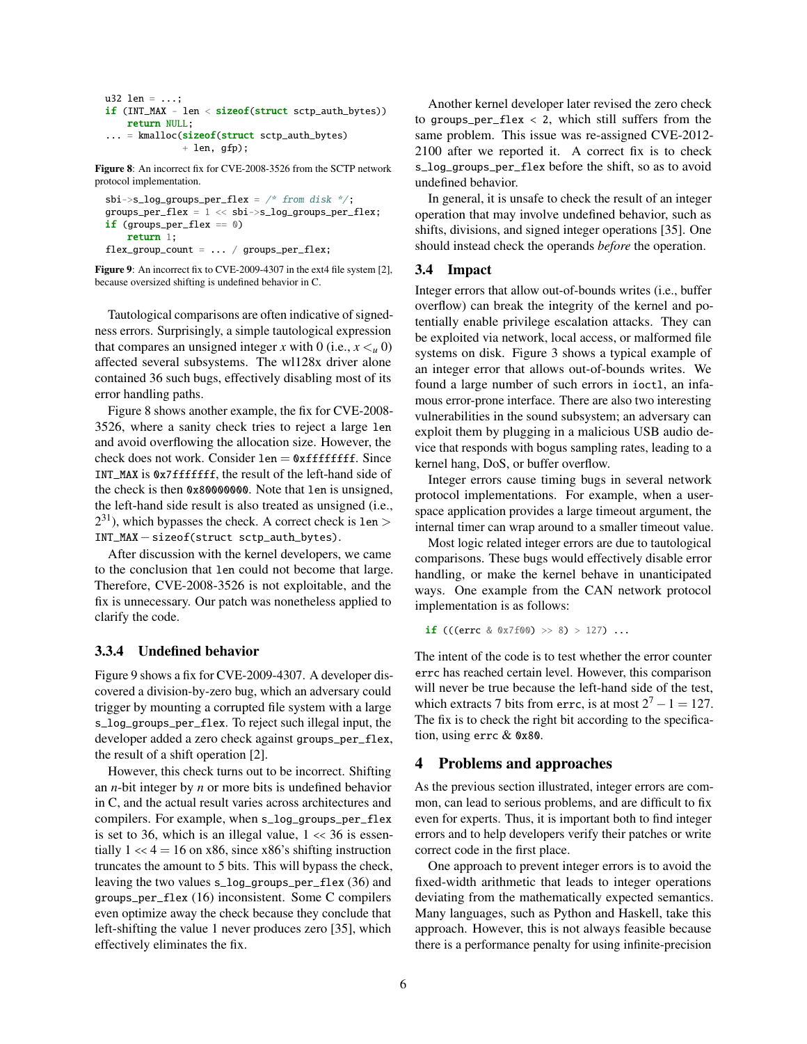```
u32 len = ...;
if (INT_MAX - len < sizeof(struct sctp_auth_bytes))
    return NULL;
... = kmalloc(sizeof(struct sctp_auth_bytes)
              + len, gfp);
```

**Figure 8**: An incorrect fix for CVE-2008-3526 from the SCTP network protocol implementation.

```
sbi->s_log_groups_per_flex = /* from disk */;
groups_per_flex = 1 << sbi->s_log_groups_per_flex;
if (groups_per_flex == 0)
    return 1;
flex_group_count = ... / groups_per_flex;
```

**Figure 9**: An incorrect fix to CVE-2009-4307 in the ext4 file system [2], because oversized shifting is undefined behavior in C.

Tautological comparisons are often indicative of signedness errors. Surprisingly, a simple tautological expression that compares an unsigned integer $x$ with 0 (i.e., $x <_u 0$) affected several subsystems. The wl128x driver alone contained 36 such bugs, effectively disabling most of its error handling paths.

Figure 8 shows another example, the fix for CVE-2008-3526, where a sanity check tries to reject a large `len` and avoid overflowing the allocation size. However, the check does not work. Consider `len` = `0xffffffff`. Since `INT_MAX` is `0x7fffffff`, the result of the left-hand side of the check is then `0x80000000`. Note that `len` is unsigned, the left-hand side result is also treated as unsigned (i.e., $2^{31}$), which bypasses the check. A correct check is `len` > `INT_MAX` − `sizeof(struct sctp_auth_bytes)`.

After discussion with the kernel developers, we came to the conclusion that `len` could not become that large. Therefore, CVE-2008-3526 is not exploitable, and the fix is unnecessary. Our patch was nonetheless applied to clarify the code.

#### 3.3.4 Undefined behavior

Figure 9 shows a fix for CVE-2009-4307. A developer discovered a division-by-zero bug, which an adversary could trigger by mounting a corrupted file system with a large `s_log_groups_per_flex`. To reject such illegal input, the developer added a zero check against `groups_per_flex`, the result of a shift operation [2].

However, this check turns out to be incorrect. Shifting an $n$-bit integer by $n$ or more bits is undefined behavior in C, and the actual result varies across architectures and compilers. For example, when `s_log_groups_per_flex` is set to 36, which is an illegal value, $1 << 36$ is essentially $1 << 4 = 16$ on x86, since x86's shifting instruction truncates the amount to 5 bits. This will bypass the check, leaving the two values `s_log_groups_per_flex` (36) and `groups_per_flex` (16) inconsistent. Some C compilers even optimize away the check because they conclude that left-shifting the value 1 never produces zero [35], which effectively eliminates the fix.

Another kernel developer later revised the zero check to `groups_per_flex < 2`, which still suffers from the same problem. This issue was re-assigned CVE-2012-2100 after we reported it. A correct fix is to check `s_log_groups_per_flex` before the shift, so as to avoid undefined behavior.

In general, it is unsafe to check the result of an integer operation that may involve undefined behavior, such as shifts, divisions, and signed integer operations [35]. One should instead check the operands *before* the operation.

### 3.4 Impact

Integer errors that allow out-of-bounds writes (i.e., buffer overflow) can break the integrity of the kernel and potentially enable privilege escalation attacks. They can be exploited via network, local access, or malformed file systems on disk. Figure 3 shows a typical example of an integer error that allows out-of-bounds writes. We found a large number of such errors in `ioctl`, an infamous error-prone interface. There are also two interesting vulnerabilities in the sound subsystem; an adversary can exploit them by plugging in a malicious USB audio device that responds with bogus sampling rates, leading to a kernel hang, DoS, or buffer overflow.

Integer errors cause timing bugs in several network protocol implementations. For example, when a user-space application provides a large timeout argument, the internal timer can wrap around to a smaller timeout value.

Most logic related integer errors are due to tautological comparisons. These bugs would effectively disable error handling, or make the kernel behave in unanticipated ways. One example from the CAN network protocol implementation is as follows:

```
if (((errc & 0x7f00) >> 8) > 127) ...
```

The intent of the code is to test whether the error counter `errc` has reached certain level. However, this comparison will never be true because the left-hand side of the test, which extracts 7 bits from `errc`, is at most $2^7 - 1 = 127$. The fix is to check the right bit according to the specification, using `errc & 0x80`.

## 4 Problems and approaches

As the previous section illustrated, integer errors are common, can lead to serious problems, and are difficult to fix even for experts. Thus, it is important both to find integer errors and to help developers verify their patches or write correct code in the first place.

One approach to prevent integer errors is to avoid the fixed-width arithmetic that leads to integer operations deviating from the mathematically expected semantics. Many languages, such as Python and Haskell, take this approach. However, this is not always feasible because there is a performance penalty for using infinite-precision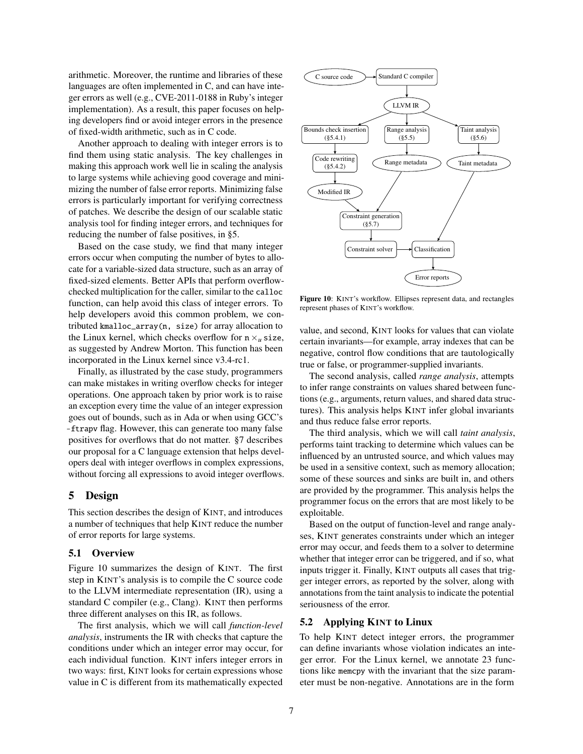arithmetic. Moreover, the runtime and libraries of these languages are often implemented in C, and can have integer errors as well (e.g., CVE-2011-0188 in Ruby's integer implementation). As a result, this paper focuses on helping developers find or avoid integer errors in the presence of fixed-width arithmetic, such as in C code.

Another approach to dealing with integer errors is to find them using static analysis. The key challenges in making this approach work well lie in scaling the analysis to large systems while achieving good coverage and minimizing the number of false error reports. Minimizing false errors is particularly important for verifying correctness of patches. We describe the design of our scalable static analysis tool for finding integer errors, and techniques for reducing the number of false positives, in §5.

Based on the case study, we find that many integer errors occur when computing the number of bytes to allocate for a variable-sized data structure, such as an array of fixed-sized elements. Better APIs that perform overflow-checked multiplication for the caller, similar to the `calloc` function, can help avoid this class of integer errors. To help developers avoid this common problem, we contributed `kmalloc_array(n, size)` for array allocation to the Linux kernel, which checks overflow for `n` $\times_u$ `size`, as suggested by Andrew Morton. This function has been incorporated in the Linux kernel since v3.4-rc1.

Finally, as illustrated by the case study, programmers can make mistakes in writing overflow checks for integer operations. One approach taken by prior work is to raise an exception every time the value of an integer expression goes out of bounds, such as in Ada or when using GCC's `-ftrapv` flag. However, this can generate too many false positives for overflows that do not matter. §7 describes our proposal for a C language extension that helps developers deal with integer overflows in complex expressions, without forcing all expressions to avoid integer overflows.

# 5 Design

This section describes the design of KINT, and introduces a number of techniques that help KINT reduce the number of error reports for large systems.

## 5.1 Overview

Figure 10 summarizes the design of KINT. The first step in KINT's analysis is to compile the C source code to the LLVM intermediate representation (IR), using a standard C compiler (e.g., Clang). KINT then performs three different analyses on this IR, as follows.

The first analysis, which we will call *function-level analysis*, instruments the IR with checks that capture the conditions under which an integer error may occur, for each individual function. KINT infers integer errors in two ways: first, KINT looks for certain expressions whose value in C is different from its mathematically expected value, and second, KINT looks for values that can violate certain invariants—for example, array indexes that can be negative, control flow conditions that are tautologically true or false, or programmer-supplied invariants.

C source code → Standard C compiler → LLVM IR → Bounds check insertion (§5.4.1) / Range analysis (§5.5) / Taint analysis (§5.6); Bounds check insertion → Code rewriting (§5.4.2) → Modified IR; Range analysis → Range metadata; Taint analysis → Taint metadata; Modified IR, Range metadata → Constraint generation (§5.7) → Constraint solver → Classification (← Taint metadata) → Error reports

**Figure 10**: KINT's workflow. Ellipses represent data, and rectangles represent phases of KINT's workflow.

The second analysis, called *range analysis*, attempts to infer range constraints on values shared between functions (e.g., arguments, return values, and shared data structures). This analysis helps KINT infer global invariants and thus reduce false error reports.

The third analysis, which we will call *taint analysis*, performs taint tracking to determine which values can be influenced by an untrusted source, and which values may be used in a sensitive context, such as memory allocation; some of these sources and sinks are built in, and others are provided by the programmer. This analysis helps the programmer focus on the errors that are most likely to be exploitable.

Based on the output of function-level and range analyses, KINT generates constraints under which an integer error may occur, and feeds them to a solver to determine whether that integer error can be triggered, and if so, what inputs trigger it. Finally, KINT outputs all cases that trigger integer errors, as reported by the solver, along with annotations from the taint analysis to indicate the potential seriousness of the error.

## 5.2 Applying KINT to Linux

To help KINT detect integer errors, the programmer can define invariants whose violation indicates an integer error. For the Linux kernel, we annotate 23 functions like `memcpy` with the invariant that the size parameter must be non-negative. Annotations are in the form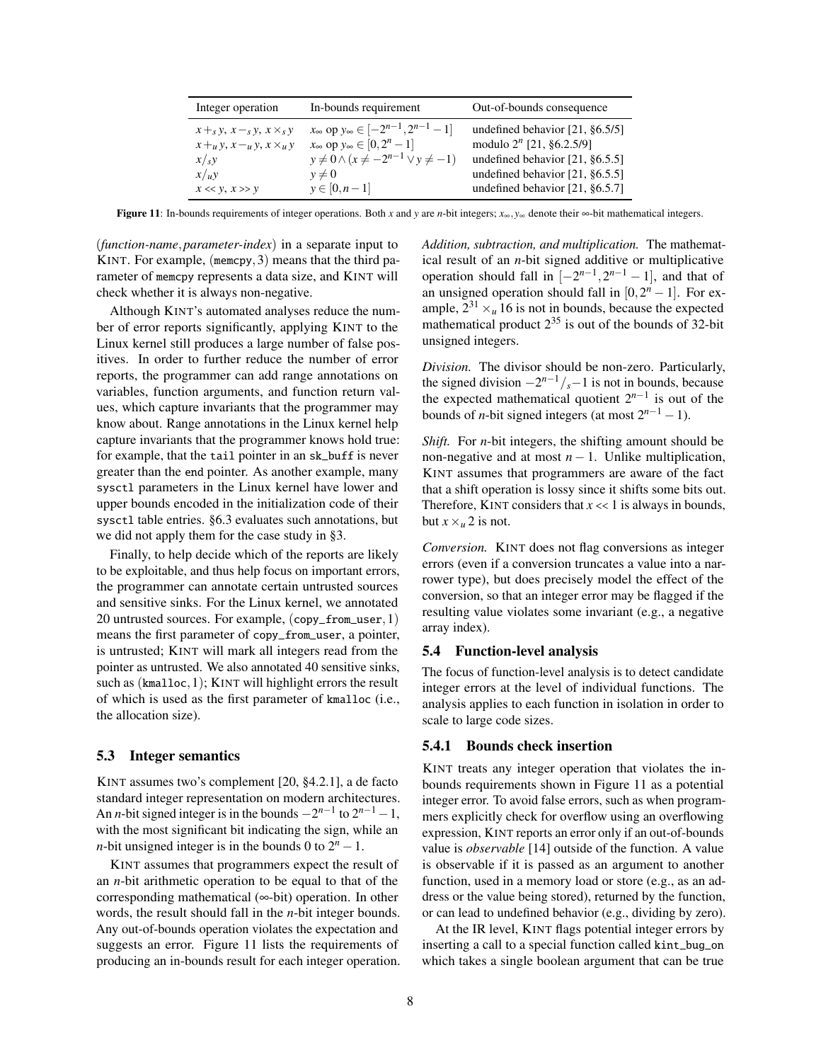| Integer operation | In-bounds requirement | Out-of-bounds consequence |
|---|---|---|
| $x +_s y$, $x -_s y$, $x \times_s y$ | $x_\infty$ op $y_\infty \in [-2^{n-1}, 2^{n-1}-1]$ | undefined behavior [21, §6.5/5] |
| $x +_u y$, $x -_u y$, $x \times_u y$ | $x_\infty$ op $y_\infty \in [0, 2^n - 1]$ | modulo $2^n$ [21, §6.2.5/9] |
| $x /_s y$ | $y \neq 0 \wedge (x \neq -2^{n-1} \vee y \neq -1)$ | undefined behavior [21, §6.5.5] |
| $x /_u y$ | $y \neq 0$ | undefined behavior [21, §6.5.5] |
| $x << y$, $x >> y$ | $y \in [0, n-1]$ | undefined behavior [21, §6.5.7] |

**Figure 11**: In-bounds requirements of integer operations. Both $x$ and $y$ are $n$-bit integers; $x_\infty, y_\infty$ denote their $\infty$-bit mathematical integers.

(*function-name*, *parameter-index*) in a separate input to KINT. For example, (memcpy, 3) means that the third parameter of memcpy represents a data size, and KINT will check whether it is always non-negative.

Although KINT's automated analyses reduce the number of error reports significantly, applying KINT to the Linux kernel still produces a large number of false positives. In order to further reduce the number of error reports, the programmer can add range annotations on variables, function arguments, and function return values, which capture invariants that the programmer may know about. Range annotations in the Linux kernel help capture invariants that the programmer knows hold true: for example, that the tail pointer in an sk_buff is never greater than the end pointer. As another example, many sysctl parameters in the Linux kernel have lower and upper bounds encoded in the initialization code of their sysctl table entries. §6.3 evaluates such annotations, but we did not apply them for the case study in §3.

Finally, to help decide which of the reports are likely to be exploitable, and thus help focus on important errors, the programmer can annotate certain untrusted sources and sensitive sinks. For the Linux kernel, we annotated 20 untrusted sources. For example, (copy_from_user, 1) means the first parameter of copy_from_user, a pointer, is untrusted; KINT will mark all integers read from the pointer as untrusted. We also annotated 40 sensitive sinks, such as (kmalloc, 1); KINT will highlight errors the result of which is used as the first parameter of kmalloc (i.e., the allocation size).

### 5.3 Integer semantics

KINT assumes two's complement [20, §4.2.1], a de facto standard integer representation on modern architectures. An $n$-bit signed integer is in the bounds $-2^{n-1}$ to $2^{n-1}-1$, with the most significant bit indicating the sign, while an $n$-bit unsigned integer is in the bounds 0 to $2^n - 1$.

KINT assumes that programmers expect the result of an $n$-bit arithmetic operation to be equal to that of the corresponding mathematical ($\infty$-bit) operation. In other words, the result should fall in the $n$-bit integer bounds. Any out-of-bounds operation violates the expectation and suggests an error. Figure 11 lists the requirements of producing an in-bounds result for each integer operation.

*Addition, subtraction, and multiplication.* The mathematical result of an $n$-bit signed additive or multiplicative operation should fall in $[-2^{n-1}, 2^{n-1}-1]$, and that of an unsigned operation should fall in $[0, 2^n - 1]$. For example, $2^{31} \times_u 16$ is not in bounds, because the expected mathematical product $2^{35}$ is out of the bounds of 32-bit unsigned integers.

*Division.* The divisor should be non-zero. Particularly, the signed division $-2^{n-1} /_s -1$ is not in bounds, because the expected mathematical quotient $2^{n-1}$ is out of the bounds of $n$-bit signed integers (at most $2^{n-1}-1$).

*Shift.* For $n$-bit integers, the shifting amount should be non-negative and at most $n-1$. Unlike multiplication, KINT assumes that programmers are aware of the fact that a shift operation is lossy since it shifts some bits out. Therefore, KINT considers that $x << 1$ is always in bounds, but $x \times_u 2$ is not.

*Conversion.* KINT does not flag conversions as integer errors (even if a conversion truncates a value into a narrower type), but does precisely model the effect of the conversion, so that an integer error may be flagged if the resulting value violates some invariant (e.g., a negative array index).

### 5.4 Function-level analysis

The focus of function-level analysis is to detect candidate integer errors at the level of individual functions. The analysis applies to each function in isolation in order to scale to large code sizes.

#### 5.4.1 Bounds check insertion

KINT treats any integer operation that violates the in-bounds requirements shown in Figure 11 as a potential integer error. To avoid false errors, such as when programmers explicitly check for overflow using an overflowing expression, KINT reports an error only if an out-of-bounds value is *observable* [14] outside of the function. A value is observable if it is passed as an argument to another function, used in a memory load or store (e.g., as an address or the value being stored), returned by the function, or can lead to undefined behavior (e.g., dividing by zero).

At the IR level, KINT flags potential integer errors by inserting a call to a special function called kint_bug_on which takes a single boolean argument that can be true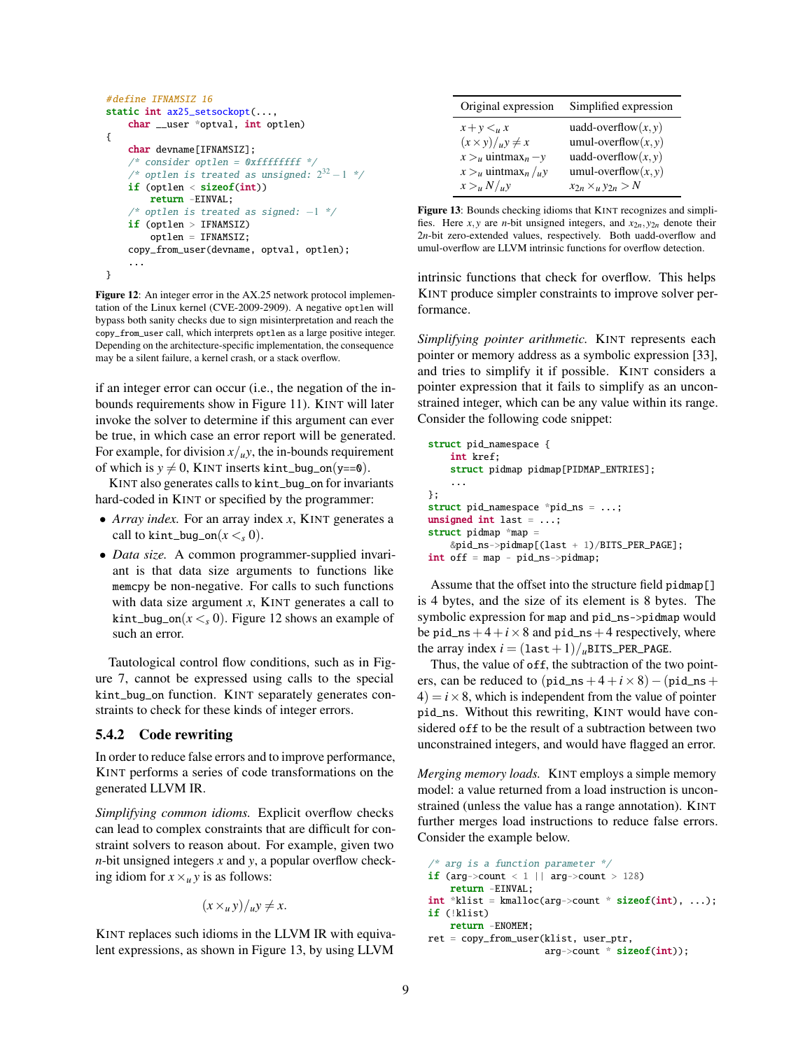```c
#define IFNAMSIZ 16
static int ax25_setsockopt(...,
        char __user *optval, int optlen)
{
        char devname[IFNAMSIZ];
        /* consider optlen = 0xffffffff */
        /* optlen is treated as unsigned: 2^32 - 1 */
        if (optlen < sizeof(int))
                return -EINVAL;
        /* optlen is treated as signed: -1 */
        if (optlen > IFNAMSIZ)
                optlen = IFNAMSIZ;
        copy_from_user(devname, optval, optlen);
        ...
}
```

**Figure 12**: An integer error in the AX.25 network protocol implementation of the Linux kernel (CVE-2009-2909). A negative `optlen` will bypass both sanity checks due to sign misinterpretation and reach the `copy_from_user` call, which interprets `optlen` as a large positive integer. Depending on the architecture-specific implementation, the consequence may be a silent failure, a kernel crash, or a stack overflow.

if an integer error can occur (i.e., the negation of the in-bounds requirements show in Figure 11). KINT will later invoke the solver to determine if this argument can ever be true, in which case an error report will be generated. For example, for division $x/_u y$, the in-bounds requirement of which is $y \neq 0$, KINT inserts `kint_bug_on(y==0)`.

KINT also generates calls to `kint_bug_on` for invariants hard-coded in KINT or specified by the programmer:

- *Array index.* For an array index $x$, KINT generates a call to `kint_bug_on`$(x <_s 0)$.
- *Data size.* A common programmer-supplied invariant is that data size arguments to functions like `memcpy` be non-negative. For calls to such functions with data size argument $x$, KINT generates a call to `kint_bug_on`$(x <_s 0)$. Figure 12 shows an example of such an error.

Tautological control flow conditions, such as in Figure 7, cannot be expressed using calls to the special `kint_bug_on` function. KINT separately generates constraints to check for these kinds of integer errors.

### 5.4.2 Code rewriting

In order to reduce false errors and to improve performance, KINT performs a series of code transformations on the generated LLVM IR.

*Simplifying common idioms.* Explicit overflow checks can lead to complex constraints that are difficult for constraint solvers to reason about. For example, given two $n$-bit unsigned integers $x$ and $y$, a popular overflow checking idiom for $x \times_u y$ is as follows:

$$(x \times_u y)/_u y \neq x.$$

KINT replaces such idioms in the LLVM IR with equivalent expressions, as shown in Figure 13, by using LLVM intrinsic functions that check for overflow. This helps KINT produce simpler constraints to improve solver performance.

| Original expression | Simplified expression |
|---|---|
| $x + y <_u x$ | uadd-overflow$(x, y)$ |
| $(x \times y)/_u y \neq x$ | umul-overflow$(x, y)$ |
| $x >_u \text{uintmax}_n - y$ | uadd-overflow$(x, y)$ |
| $x >_u \text{uintmax}_n /_u y$ | umul-overflow$(x, y)$ |
| $x >_u N/_u y$ | $x_{2n} \times_u y_{2n} > N$ |

**Figure 13**: Bounds checking idioms that KINT recognizes and simplifies. Here $x, y$ are $n$-bit unsigned integers, and $x_{2n}, y_{2n}$ denote their $2n$-bit zero-extended values, respectively. Both uadd-overflow and umul-overflow are LLVM intrinsic functions for overflow detection.

*Simplifying pointer arithmetic.* KINT represents each pointer or memory address as a symbolic expression [33], and tries to simplify it if possible. KINT considers a pointer expression that it fails to simplify as an unconstrained integer, which can be any value within its range. Consider the following code snippet:

```c
struct pid_namespace {
    int kref;
    struct pidmap pidmap[PIDMAP_ENTRIES];
    ...
};
struct pid_namespace *pid_ns = ...;
unsigned int last = ...;
struct pidmap *map =
    &pid_ns->pidmap[(last + 1)/BITS_PER_PAGE];
int off = map - pid_ns->pidmap;
```

Assume that the offset into the structure field `pidmap[]` is 4 bytes, and the size of its element is 8 bytes. The symbolic expression for `map` and `pid_ns->pidmap` would be $\texttt{pid\_ns} + 4 + i \times 8$ and $\texttt{pid\_ns} + 4$ respectively, where the array index $i = (\texttt{last} + 1)/_u\texttt{BITS\_PER\_PAGE}$.

Thus, the value of `off`, the subtraction of the two pointers, can be reduced to $(\texttt{pid\_ns} + 4 + i \times 8) - (\texttt{pid\_ns} + 4) = i \times 8$, which is independent from the value of pointer `pid_ns`. Without this rewriting, KINT would have considered `off` to be the result of a subtraction between two unconstrained integers, and would have flagged an error.

*Merging memory loads.* KINT employs a simple memory model: a value returned from a load instruction is unconstrained (unless the value has a range annotation). KINT further merges load instructions to reduce false errors. Consider the example below.

```c
/* arg is a function parameter */
if (arg->count < 1 || arg->count > 128)
    return -EINVAL;
int *klist = kmalloc(arg->count * sizeof(int), ...);
if (!klist)
    return -ENOMEM;
ret = copy_from_user(klist, user_ptr,
                     arg->count * sizeof(int));
```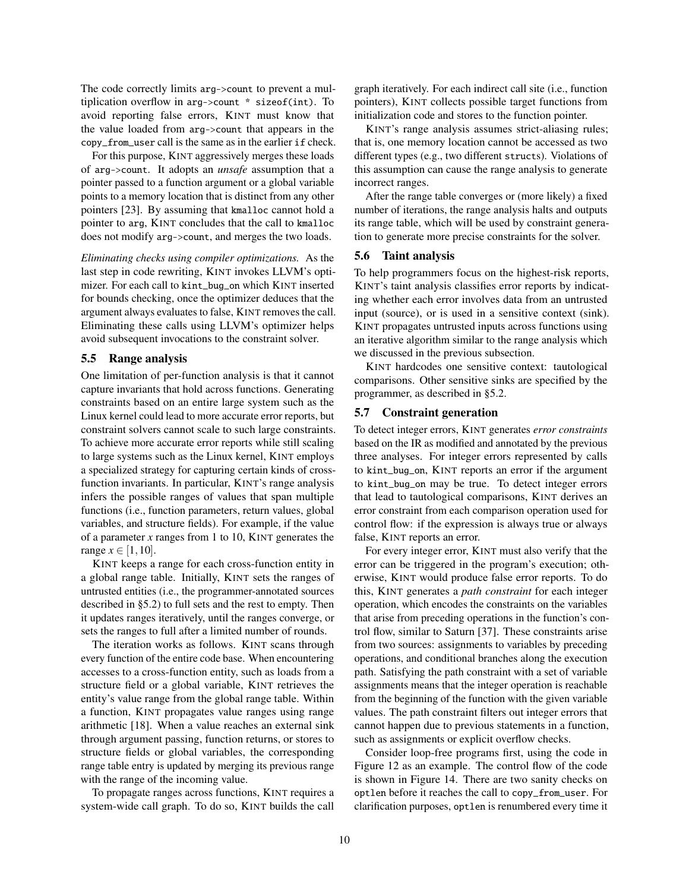The code correctly limits `arg->count` to prevent a multiplication overflow in `arg->count * sizeof(int)`. To avoid reporting false errors, KINT must know that the value loaded from `arg->count` that appears in the `copy_from_user` call is the same as in the earlier `if` check.

For this purpose, KINT aggressively merges these loads of `arg->count`. It adopts an *unsafe* assumption that a pointer passed to a function argument or a global variable points to a memory location that is distinct from any other pointers [23]. By assuming that `kmalloc` cannot hold a pointer to `arg`, KINT concludes that the call to `kmalloc` does not modify `arg->count`, and merges the two loads.

*Eliminating checks using compiler optimizations.* As the last step in code rewriting, KINT invokes LLVM's optimizer. For each call to `kint_bug_on` which KINT inserted for bounds checking, once the optimizer deduces that the argument always evaluates to false, KINT removes the call. Eliminating these calls using LLVM's optimizer helps avoid subsequent invocations to the constraint solver.

### 5.5 Range analysis

One limitation of per-function analysis is that it cannot capture invariants that hold across functions. Generating constraints based on an entire large system such as the Linux kernel could lead to more accurate error reports, but constraint solvers cannot scale to such large constraints. To achieve more accurate error reports while still scaling to large systems such as the Linux kernel, KINT employs a specialized strategy for capturing certain kinds of cross-function invariants. In particular, KINT's range analysis infers the possible ranges of values that span multiple functions (i.e., function parameters, return values, global variables, and structure fields). For example, if the value of a parameter $x$ ranges from 1 to 10, KINT generates the range $x \in [1, 10]$.

KINT keeps a range for each cross-function entity in a global range table. Initially, KINT sets the ranges of untrusted entities (i.e., the programmer-annotated sources described in §5.2) to full sets and the rest to empty. Then it updates ranges iteratively, until the ranges converge, or sets the ranges to full after a limited number of rounds.

The iteration works as follows. KINT scans through every function of the entire code base. When encountering accesses to a cross-function entity, such as loads from a structure field or a global variable, KINT retrieves the entity's value range from the global range table. Within a function, KINT propagates value ranges using range arithmetic [18]. When a value reaches an external sink through argument passing, function returns, or stores to structure fields or global variables, the corresponding range table entry is updated by merging its previous range with the range of the incoming value.

To propagate ranges across functions, KINT requires a system-wide call graph. To do so, KINT builds the call graph iteratively. For each indirect call site (i.e., function pointers), KINT collects possible target functions from initialization code and stores to the function pointer.

KINT's range analysis assumes strict-aliasing rules; that is, one memory location cannot be accessed as two different types (e.g., two different `struct`s). Violations of this assumption can cause the range analysis to generate incorrect ranges.

After the range table converges or (more likely) a fixed number of iterations, the range analysis halts and outputs its range table, which will be used by constraint generation to generate more precise constraints for the solver.

### 5.6 Taint analysis

To help programmers focus on the highest-risk reports, KINT's taint analysis classifies error reports by indicating whether each error involves data from an untrusted input (source), or is used in a sensitive context (sink). KINT propagates untrusted inputs across functions using an iterative algorithm similar to the range analysis which we discussed in the previous subsection.

KINT hardcodes one sensitive context: tautological comparisons. Other sensitive sinks are specified by the programmer, as described in §5.2.

### 5.7 Constraint generation

To detect integer errors, KINT generates *error constraints* based on the IR as modified and annotated by the previous three analyses. For integer errors represented by calls to `kint_bug_on`, KINT reports an error if the argument to `kint_bug_on` may be true. To detect integer errors that lead to tautological comparisons, KINT derives an error constraint from each comparison operation used for control flow: if the expression is always true or always false, KINT reports an error.

For every integer error, KINT must also verify that the error can be triggered in the program's execution; otherwise, KINT would produce false error reports. To do this, KINT generates a *path constraint* for each integer operation, which encodes the constraints on the variables that arise from preceding operations in the function's control flow, similar to Saturn [37]. These constraints arise from two sources: assignments to variables by preceding operations, and conditional branches along the execution path. Satisfying the path constraint with a set of variable assignments means that the integer operation is reachable from the beginning of the function with the given variable values. The path constraint filters out integer errors that cannot happen due to previous statements in a function, such as assignments or explicit overflow checks.

Consider loop-free programs first, using the code in Figure 12 as an example. The control flow of the code is shown in Figure 14. There are two sanity checks on `optlen` before it reaches the call to `copy_from_user`. For clarification purposes, `optlen` is renumbered every time it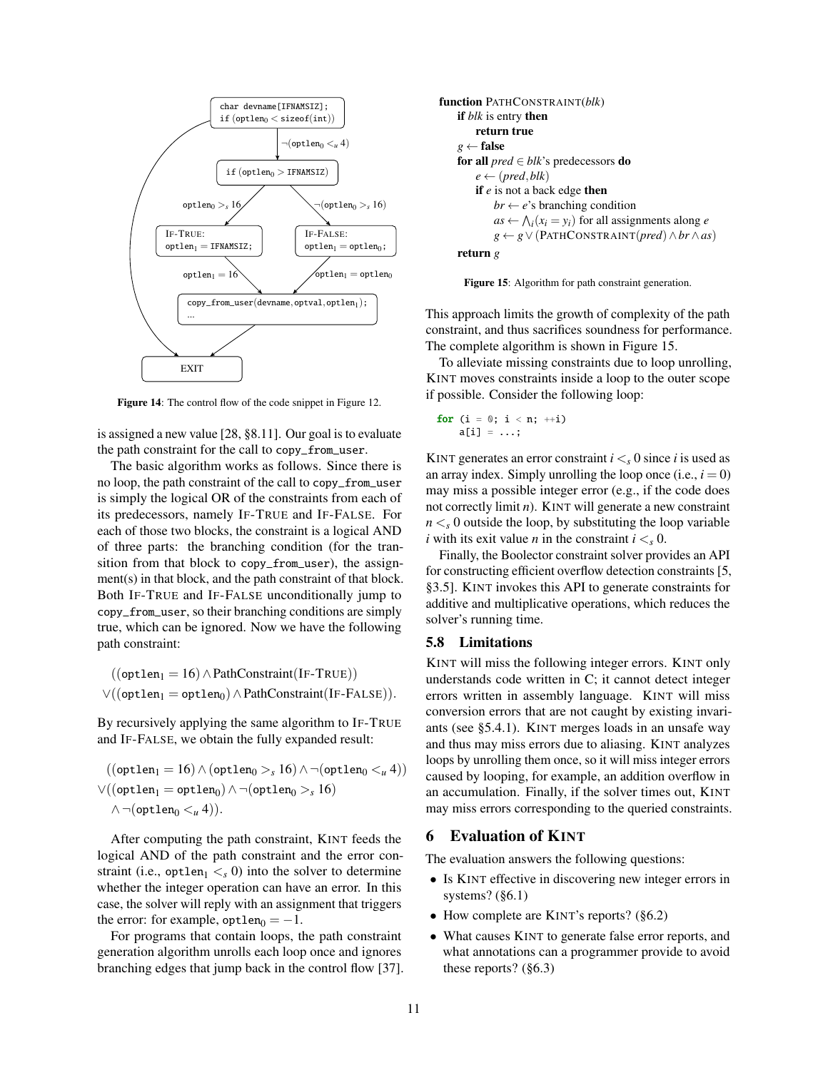Figure 14: The control flow of the code snippet in Figure 12.

is assigned a new value [28, §8.11]. Our goal is to evaluate the path constraint for the call to `copy_from_user`.

The basic algorithm works as follows. Since there is no loop, the path constraint of the call to `copy_from_user` is simply the logical OR of the constraints from each of its predecessors, namely IF-TRUE and IF-FALSE. For each of those two blocks, the constraint is a logical AND of three parts: the branching condition (for the transition from that block to `copy_from_user`), the assignment(s) in that block, and the path constraint of that block. Both IF-TRUE and IF-FALSE unconditionally jump to `copy_from_user`, so their branching conditions are simply true, which can be ignored. Now we have the following path constraint:

$$((\texttt{optlen}_1 = 16) \wedge \text{PathConstraint}(\text{IF-TRUE})) \vee ((\texttt{optlen}_1 = \texttt{optlen}_0) \wedge \text{PathConstraint}(\text{IF-FALSE})).$$

By recursively applying the same algorithm to IF-TRUE and IF-FALSE, we obtain the fully expanded result:

$$((\texttt{optlen}_1 = 16) \wedge (\texttt{optlen}_0 >_s 16) \wedge \neg(\texttt{optlen}_0 <_u 4)) \vee ((\texttt{optlen}_1 = \texttt{optlen}_0) \wedge \neg(\texttt{optlen}_0 >_s 16) \wedge \neg(\texttt{optlen}_0 <_u 4)).$$

After computing the path constraint, KINT feeds the logical AND of the path constraint and the error constraint (i.e., $\texttt{optlen}_1 <_s 0$) into the solver to determine whether the integer operation can have an error. In this case, the solver will reply with an assignment that triggers the error: for example, $\texttt{optlen}_0 = -1$.

For programs that contain loops, the path constraint generation algorithm unrolls each loop once and ignores branching edges that jump back in the control flow [37]. This approach limits the growth of complexity of the path constraint, and thus sacrifices soundness for performance. The complete algorithm is shown in Figure 15.

```
function PATHCONSTRAINT(blk)
    if blk is entry then
        return true
    g ← false
    for all pred ∈ blk's predecessors do
        e ← (pred, blk)
        if e is not a back edge then
            br ← e's branching condition
            as ← ⋀_i (x_i = y_i) for all assignments along e
            g ← g ∨ (PATHCONSTRAINT(pred) ∧ br ∧ as)
    return g
```

Figure 15: Algorithm for path constraint generation.

To alleviate missing constraints due to loop unrolling, KINT moves constraints inside a loop to the outer scope if possible. Consider the following loop:

```
for (i = 0; i < n; ++i)
    a[i] = ...;
```

KINT generates an error constraint $i <_s 0$ since $i$ is used as an array index. Simply unrolling the loop once (i.e., $i = 0$) may miss a possible integer error (e.g., if the code does not correctly limit $n$). KINT will generate a new constraint $n <_s 0$ outside the loop, by substituting the loop variable $i$ with its exit value $n$ in the constraint $i <_s 0$.

Finally, the Boolector constraint solver provides an API for constructing efficient overflow detection constraints [5, §3.5]. KINT invokes this API to generate constraints for additive and multiplicative operations, which reduces the solver's running time.

### 5.8 Limitations

KINT will miss the following integer errors. KINT only understands code written in C; it cannot detect integer errors written in assembly language. KINT will miss conversion errors that are not caught by existing invariants (see §5.4.1). KINT merges loads in an unsafe way and thus may miss errors due to aliasing. KINT analyzes loops by unrolling them once, so it will miss integer errors caused by looping, for example, an addition overflow in an accumulation. Finally, if the solver times out, KINT may miss errors corresponding to the queried constraints.

## 6 Evaluation of KINT

The evaluation answers the following questions:

- Is KINT effective in discovering new integer errors in systems? (§6.1)
- How complete are KINT's reports? (§6.2)
- What causes KINT to generate false error reports, and what annotations can a programmer provide to avoid these reports? (§6.3)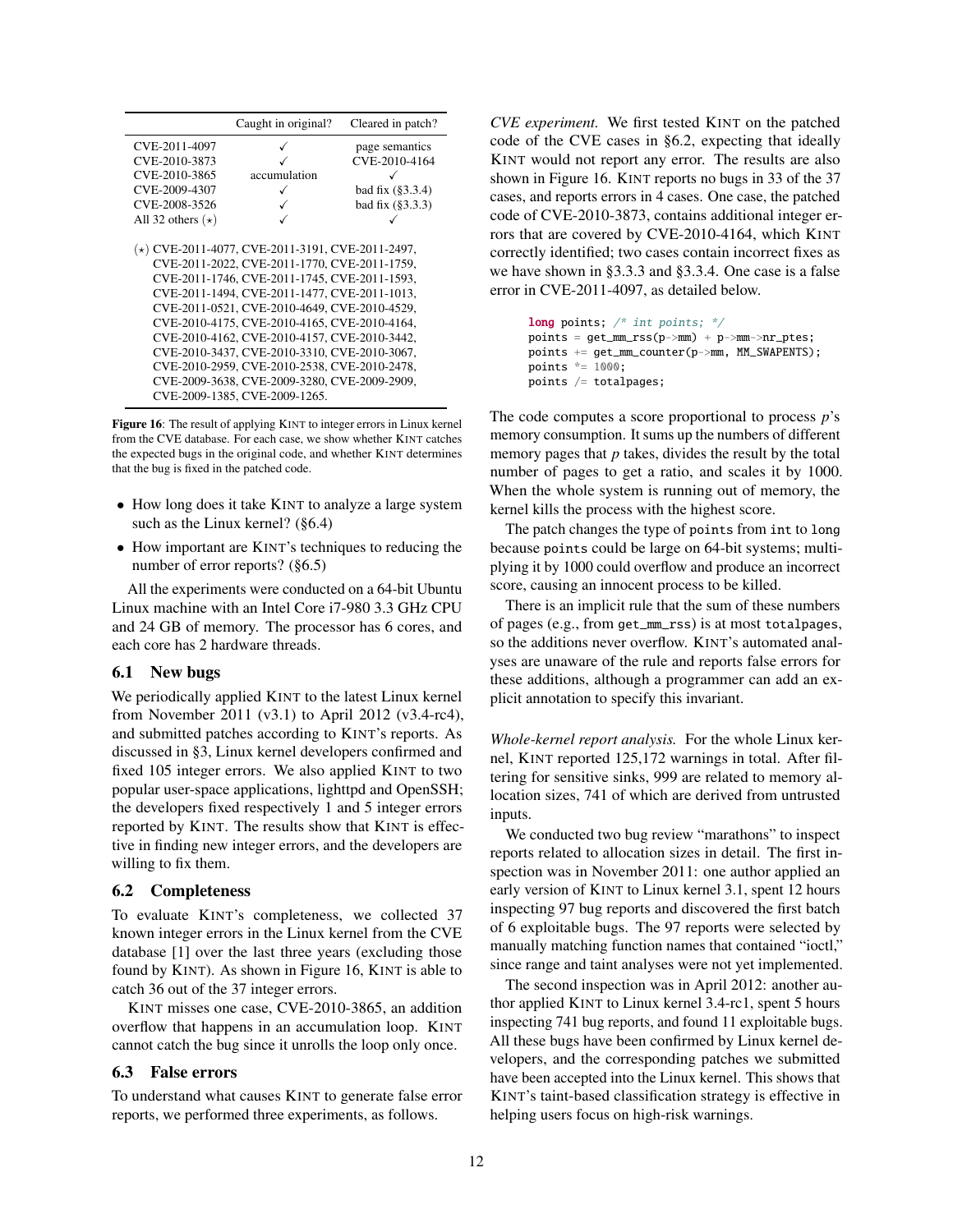|  | Caught in original? | Cleared in patch? |
|---|---|---|
| CVE-2011-4097 | ✓ | page semantics |
| CVE-2010-3873 | ✓ | CVE-2010-4164 |
| CVE-2010-3865 | accumulation | ✓ |
| CVE-2009-4307 | ✓ | bad fix (§3.3.4) |
| CVE-2008-3526 | ✓ | bad fix (§3.3.3) |
| All 32 others (⋆) | ✓ | ✓ |

(⋆) CVE-2011-4077, CVE-2011-3191, CVE-2011-2497, CVE-2011-2022, CVE-2011-1770, CVE-2011-1759, CVE-2011-1746, CVE-2011-1745, CVE-2011-1593, CVE-2011-1494, CVE-2011-1477, CVE-2011-1013, CVE-2011-0521, CVE-2010-4649, CVE-2010-4529, CVE-2010-4175, CVE-2010-4165, CVE-2010-4164, CVE-2010-4162, CVE-2010-4157, CVE-2010-3442, CVE-2010-3437, CVE-2010-3310, CVE-2010-3067, CVE-2010-2959, CVE-2010-2538, CVE-2010-2478, CVE-2009-3638, CVE-2009-3280, CVE-2009-2909, CVE-2009-1385, CVE-2009-1265.

**Figure 16**: The result of applying KINT to integer errors in Linux kernel from the CVE database. For each case, we show whether KINT catches the expected bugs in the original code, and whether KINT determines that the bug is fixed in the patched code.

- How long does it take KINT to analyze a large system such as the Linux kernel? (§6.4)
- How important are KINT's techniques to reducing the number of error reports? (§6.5)

All the experiments were conducted on a 64-bit Ubuntu Linux machine with an Intel Core i7-980 3.3 GHz CPU and 24 GB of memory. The processor has 6 cores, and each core has 2 hardware threads.

## 6.1 New bugs

We periodically applied KINT to the latest Linux kernel from November 2011 (v3.1) to April 2012 (v3.4-rc4), and submitted patches according to KINT's reports. As discussed in §3, Linux kernel developers confirmed and fixed 105 integer errors. We also applied KINT to two popular user-space applications, lighttpd and OpenSSH; the developers fixed respectively 1 and 5 integer errors reported by KINT. The results show that KINT is effective in finding new integer errors, and the developers are willing to fix them.

## 6.2 Completeness

To evaluate KINT's completeness, we collected 37 known integer errors in the Linux kernel from the CVE database [1] over the last three years (excluding those found by KINT). As shown in Figure 16, KINT is able to catch 36 out of the 37 integer errors.

KINT misses one case, CVE-2010-3865, an addition overflow that happens in an accumulation loop. KINT cannot catch the bug since it unrolls the loop only once.

## 6.3 False errors

To understand what causes KINT to generate false error reports, we performed three experiments, as follows.

*CVE experiment.* We first tested KINT on the patched code of the CVE cases in §6.2, expecting that ideally KINT would not report any error. The results are also shown in Figure 16. KINT reports no bugs in 33 of the 37 cases, and reports errors in 4 cases. One case, the patched code of CVE-2010-3873, contains additional integer errors that are covered by CVE-2010-4164, which KINT correctly identified; two cases contain incorrect fixes as we have shown in §3.3.3 and §3.3.4. One case is a false error in CVE-2011-4097, as detailed below.

```
long points; /* int points; */
points = get_mm_rss(p->mm) + p->mm->nr_ptes;
points += get_mm_counter(p->mm, MM_SWAPENTS);
points *= 1000;
points /= totalpages;
```

The code computes a score proportional to process $p$'s memory consumption. It sums up the numbers of different memory pages that $p$ takes, divides the result by the total number of pages to get a ratio, and scales it by 1000. When the whole system is running out of memory, the kernel kills the process with the highest score.

The patch changes the type of `points` from `int` to `long` because `points` could be large on 64-bit systems; multiplying it by 1000 could overflow and produce an incorrect score, causing an innocent process to be killed.

There is an implicit rule that the sum of these numbers of pages (e.g., from `get_mm_rss`) is at most `totalpages`, so the additions never overflow. KINT's automated analyses are unaware of the rule and reports false errors for these additions, although a programmer can add an explicit annotation to specify this invariant.

*Whole-kernel report analysis.* For the whole Linux kernel, KINT reported 125,172 warnings in total. After filtering for sensitive sinks, 999 are related to memory allocation sizes, 741 of which are derived from untrusted inputs.

We conducted two bug review "marathons" to inspect reports related to allocation sizes in detail. The first inspection was in November 2011: one author applied an early version of KINT to Linux kernel 3.1, spent 12 hours inspecting 97 bug reports and discovered the first batch of 6 exploitable bugs. The 97 reports were selected by manually matching function names that contained "ioctl," since range and taint analyses were not yet implemented.

The second inspection was in April 2012: another author applied KINT to Linux kernel 3.4-rc1, spent 5 hours inspecting 741 bug reports, and found 11 exploitable bugs. All these bugs have been confirmed by Linux kernel developers, and the corresponding patches we submitted have been accepted into the Linux kernel. This shows that KINT's taint-based classification strategy is effective in helping users focus on high-risk warnings.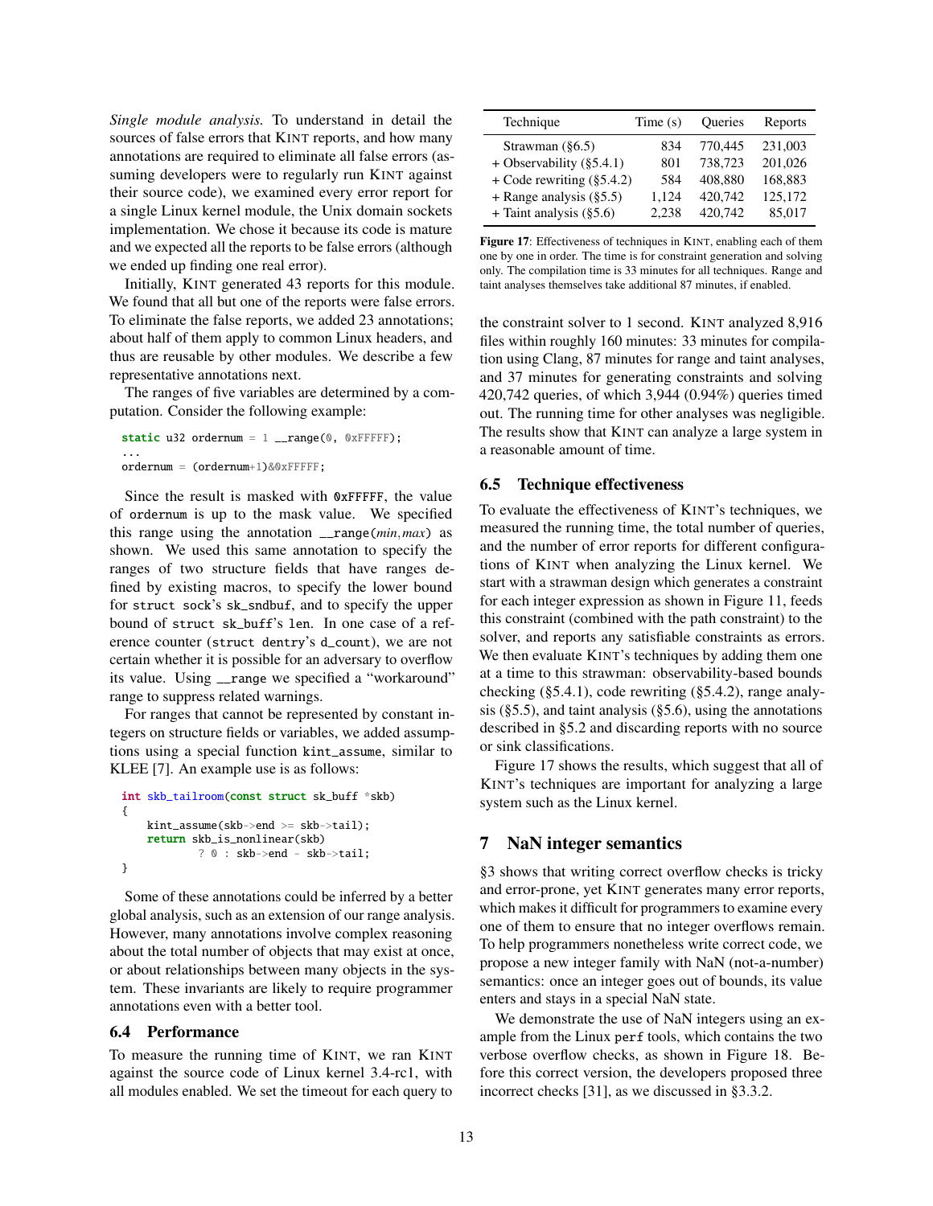*Single module analysis.* To understand in detail the sources of false errors that KINT reports, and how many annotations are required to eliminate all false errors (assuming developers were to regularly run KINT against their source code), we examined every error report for a single Linux kernel module, the Unix domain sockets implementation. We chose it because its code is mature and we expected all the reports to be false errors (although we ended up finding one real error).

Initially, KINT generated 43 reports for this module. We found that all but one of the reports were false errors. To eliminate the false reports, we added 23 annotations; about half of them apply to common Linux headers, and thus are reusable by other modules. We describe a few representative annotations next.

The ranges of five variables are determined by a computation. Consider the following example:

```
static u32 ordernum = 1 __range(0, 0xFFFFF);
...
ordernum = (ordernum+1)&0xFFFFF;
```

Since the result is masked with `0xFFFFF`, the value of `ordernum` is up to the mask value. We specified this range using the annotation `__range(`*min*, *max*`)` as shown. We used this same annotation to specify the ranges of two structure fields that have ranges defined by existing macros, to specify the lower bound for `struct sock`'s `sk_sndbuf`, and to specify the upper bound of `struct sk_buff`'s `len`. In one case of a reference counter (`struct dentry`'s `d_count`), we are not certain whether it is possible for an adversary to overflow its value. Using `__range` we specified a "workaround" range to suppress related warnings.

For ranges that cannot be represented by constant integers on structure fields or variables, we added assumptions using a special function `kint_assume`, similar to KLEE [7]. An example use is as follows:

```
int skb_tailroom(const struct sk_buff *skb)
{
    kint_assume(skb->end >= skb->tail);
    return skb_is_nonlinear(skb)
           ? 0 : skb->end - skb->tail;
}
```

Some of these annotations could be inferred by a better global analysis, such as an extension of our range analysis. However, many annotations involve complex reasoning about the total number of objects that may exist at once, or about relationships between many objects in the system. These invariants are likely to require programmer annotations even with a better tool.

### 6.4 Performance

To measure the running time of KINT, we ran KINT against the source code of Linux kernel 3.4-rc1, with all modules enabled. We set the timeout for each query to the constraint solver to 1 second. KINT analyzed 8,916 files within roughly 160 minutes: 33 minutes for compilation using Clang, 87 minutes for range and taint analyses, and 37 minutes for generating constraints and solving 420,742 queries, of which 3,944 (0.94%) queries timed out. The running time for other analyses was negligible. The results show that KINT can analyze a large system in a reasonable amount of time.

| Technique | Time (s) | Queries | Reports |
|---|---|---|---|
| Strawman (§6.5) | 834 | 770,445 | 231,003 |
| + Observability (§5.4.1) | 801 | 738,723 | 201,026 |
| + Code rewriting (§5.4.2) | 584 | 408,880 | 168,883 |
| + Range analysis (§5.5) | 1,124 | 420,742 | 125,172 |
| + Taint analysis (§5.6) | 2,238 | 420,742 | 85,017 |

**Figure 17**: Effectiveness of techniques in KINT, enabling each of them one by one in order. The time is for constraint generation and solving only. The compilation time is 33 minutes for all techniques. Range and taint analyses themselves take additional 87 minutes, if enabled.

### 6.5 Technique effectiveness

To evaluate the effectiveness of KINT's techniques, we measured the running time, the total number of queries, and the number of error reports for different configurations of KINT when analyzing the Linux kernel. We start with a strawman design which generates a constraint for each integer expression as shown in Figure 11, feeds this constraint (combined with the path constraint) to the solver, and reports any satisfiable constraints as errors. We then evaluate KINT's techniques by adding them one at a time to this strawman: observability-based bounds checking (§5.4.1), code rewriting (§5.4.2), range analysis (§5.5), and taint analysis (§5.6), using the annotations described in §5.2 and discarding reports with no source or sink classifications.

Figure 17 shows the results, which suggest that all of KINT's techniques are important for analyzing a large system such as the Linux kernel.

## 7 NaN integer semantics

§3 shows that writing correct overflow checks is tricky and error-prone, yet KINT generates many error reports, which makes it difficult for programmers to examine every one of them to ensure that no integer overflows remain. To help programmers nonetheless write correct code, we propose a new integer family with NaN (not-a-number) semantics: once an integer goes out of bounds, its value enters and stays in a special NaN state.

We demonstrate the use of NaN integers using an example from the Linux `perf` tools, which contains the two verbose overflow checks, as shown in Figure 18. Before this correct version, the developers proposed three incorrect checks [31], as we discussed in §3.3.2.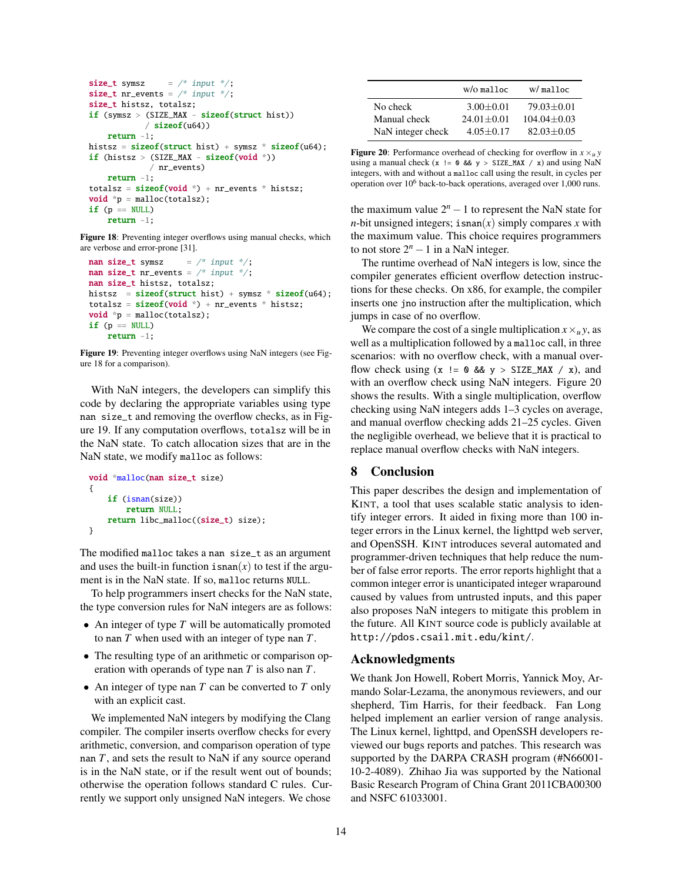```c
size_t symsz     = /* input */;
size_t nr_events = /* input */;
size_t histsz, totalsz;
if (symsz > (SIZE_MAX - sizeof(struct hist))
            / sizeof(u64))
    return -1;
histsz = sizeof(struct hist) + symsz * sizeof(u64);
if (histsz > (SIZE_MAX - sizeof(void *))
             / nr_events)
    return -1;
totalsz = sizeof(void *) + nr_events * histsz;
void *p = malloc(totalsz);
if (p == NULL)
    return -1;
```

**Figure 18**: Preventing integer overflows using manual checks, which are verbose and error-prone [31].

```c
nan size_t symsz     = /* input */;
nan size_t nr_events = /* input */;
nan size_t histsz, totalsz;
histsz  = sizeof(struct hist) + symsz * sizeof(u64);
totalsz = sizeof(void *) + nr_events * histsz;
void *p = malloc(totalsz);
if (p == NULL)
    return -1;
```

**Figure 19**: Preventing integer overflows using NaN integers (see Figure 18 for a comparison).

With NaN integers, the developers can simplify this code by declaring the appropriate variables using type `nan size_t` and removing the overflow checks, as in Figure 19. If any computation overflows, `totalsz` will be in the NaN state. To catch allocation sizes that are in the NaN state, we modify `malloc` as follows:

```c
void *malloc(nan size_t size)
{
    if (isnan(size))
        return NULL;
    return libc_malloc((size_t) size);
}
```

The modified `malloc` takes a `nan size_t` as an argument and uses the built-in function $\texttt{isnan}(x)$ to test if the argument is in the NaN state. If so, `malloc` returns `NULL`.

To help programmers insert checks for the NaN state, the type conversion rules for NaN integers are as follows:

- An integer of type $T$ will be automatically promoted to `nan` $T$ when used with an integer of type `nan` $T$.
- The resulting type of an arithmetic or comparison operation with operands of type `nan` $T$ is also `nan` $T$.
- An integer of type `nan` $T$ can be converted to $T$ only with an explicit cast.

We implemented NaN integers by modifying the Clang compiler. The compiler inserts overflow checks for every arithmetic, conversion, and comparison operation of type `nan` $T$, and sets the result to NaN if any source operand is in the NaN state, or if the result went out of bounds; otherwise the operation follows standard C rules. Currently we support only unsigned NaN integers. We chose the maximum value $2^n - 1$ to represent the NaN state for $n$-bit unsigned integers; $\texttt{isnan}(x)$ simply compares $x$ with the maximum value. This choice requires programmers to not store $2^n - 1$ in a NaN integer.

|  | w/o `malloc` | w/ `malloc` |
|---|---|---|
| No check | 3.00±0.01 | 79.03±0.01 |
| Manual check | 24.01±0.01 | 104.04±0.03 |
| NaN integer check | 4.05±0.17 | 82.03±0.05 |

**Figure 20**: Performance overhead of checking for overflow in $x \times_u y$ using a manual check (`x != 0 && y > SIZE_MAX / x`) and using NaN integers, with and without a `malloc` call using the result, in cycles per operation over $10^6$ back-to-back operations, averaged over 1,000 runs.

The runtime overhead of NaN integers is low, since the compiler generates efficient overflow detection instructions for these checks. On x86, for example, the compiler inserts one `jno` instruction after the multiplication, which jumps in case of no overflow.

We compare the cost of a single multiplication $x \times_u y$, as well as a multiplication followed by a `malloc` call, in three scenarios: with no overflow check, with a manual overflow check using (`x != 0 && y > SIZE_MAX / x`), and with an overflow check using NaN integers. Figure 20 shows the results. With a single multiplication, overflow checking using NaN integers adds 1–3 cycles on average, and manual overflow checking adds 21–25 cycles. Given the negligible overhead, we believe that it is practical to replace manual overflow checks with NaN integers.

## 8 Conclusion

This paper describes the design and implementation of KINT, a tool that uses scalable static analysis to identify integer errors. It aided in fixing more than 100 integer errors in the Linux kernel, the lighttpd web server, and OpenSSH. KINT introduces several automated and programmer-driven techniques that help reduce the number of false error reports. The error reports highlight that a common integer error is unanticipated integer wraparound caused by values from untrusted inputs, and this paper also proposes NaN integers to mitigate this problem in the future. All KINT source code is publicly available at `http://pdos.csail.mit.edu/kint/`.

## Acknowledgments

We thank Jon Howell, Robert Morris, Yannick Moy, Armando Solar-Lezama, the anonymous reviewers, and our shepherd, Tim Harris, for their feedback. Fan Long helped implement an earlier version of range analysis. The Linux kernel, lighttpd, and OpenSSH developers reviewed our bugs reports and patches. This research was supported by the DARPA CRASH program (#N66001-10-2-4089). Zhihao Jia was supported by the National Basic Research Program of China Grant 2011CBA00300 and NSFC 61033001.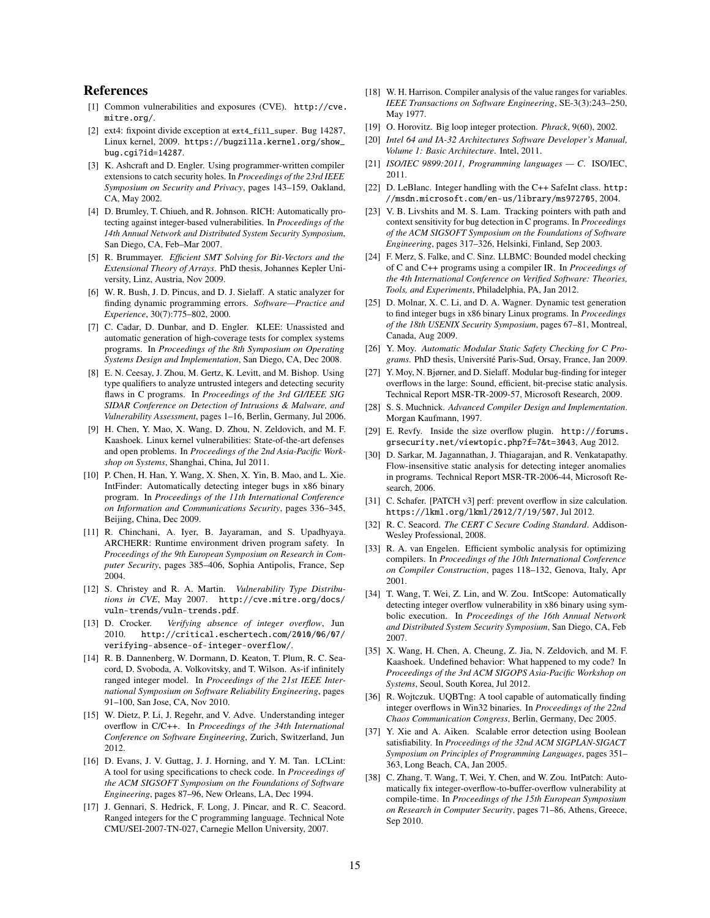## References

[1] Common vulnerabilities and exposures (CVE). http://cve.mitre.org/.

[2] ext4: fixpoint divide exception at ext4_fill_super. Bug 14287, Linux kernel, 2009. https://bugzilla.kernel.org/show_bug.cgi?id=14287.

[3] K. Ashcraft and D. Engler. Using programmer-written compiler extensions to catch security holes. In *Proceedings of the 23rd IEEE Symposium on Security and Privacy*, pages 143–159, Oakland, CA, May 2002.

[4] D. Brumley, T. Chiueh, and R. Johnson. RICH: Automatically protecting against integer-based vulnerabilities. In *Proceedings of the 14th Annual Network and Distributed System Security Symposium*, San Diego, CA, Feb–Mar 2007.

[5] R. Brummayer. *Efficient SMT Solving for Bit-Vectors and the Extensional Theory of Arrays*. PhD thesis, Johannes Kepler University, Linz, Austria, Nov 2009.

[6] W. R. Bush, J. D. Pincus, and D. J. Sielaff. A static analyzer for finding dynamic programming errors. *Software—Practice and Experience*, 30(7):775–802, 2000.

[7] C. Cadar, D. Dunbar, and D. Engler. KLEE: Unassisted and automatic generation of high-coverage tests for complex systems programs. In *Proceedings of the 8th Symposium on Operating Systems Design and Implementation*, San Diego, CA, Dec 2008.

[8] E. N. Ceesay, J. Zhou, M. Gertz, K. Levitt, and M. Bishop. Using type qualifiers to analyze untrusted integers and detecting security flaws in C programs. In *Proceedings of the 3rd GI/IEEE SIG SIDAR Conference on Detection of Intrusions & Malware, and Vulnerability Assessment*, pages 1–16, Berlin, Germany, Jul 2006.

[9] H. Chen, Y. Mao, X. Wang, D. Zhou, N. Zeldovich, and M. F. Kaashoek. Linux kernel vulnerabilities: State-of-the-art defenses and open problems. In *Proceedings of the 2nd Asia-Pacific Workshop on Systems*, Shanghai, China, Jul 2011.

[10] P. Chen, H. Han, Y. Wang, X. Shen, X. Yin, B. Mao, and L. Xie. IntFinder: Automatically detecting integer bugs in x86 binary program. In *Proceedings of the 11th International Conference on Information and Communications Security*, pages 336–345, Beijing, China, Dec 2009.

[11] R. Chinchani, A. Iyer, B. Jayaraman, and S. Upadhyaya. ARCHERR: Runtime environment driven program safety. In *Proceedings of the 9th European Symposium on Research in Computer Security*, pages 385–406, Sophia Antipolis, France, Sep 2004.

[12] S. Christey and R. A. Martin. *Vulnerability Type Distributions in CVE*, May 2007. http://cve.mitre.org/docs/vuln-trends/vuln-trends.pdf.

[13] D. Crocker. *Verifying absence of integer overflow*, Jun 2010. http://critical.eschertech.com/2010/06/07/verifying-absence-of-integer-overflow/.

[14] R. B. Dannenberg, W. Dormann, D. Keaton, T. Plum, R. C. Seacord, D. Svoboda, A. Volkovitsky, and T. Wilson. As-if infinitely ranged integer model. In *Proceedings of the 21st IEEE International Symposium on Software Reliability Engineering*, pages 91–100, San Jose, CA, Nov 2010.

[15] W. Dietz, P. Li, J. Regehr, and V. Adve. Understanding integer overflow in C/C++. In *Proceedings of the 34th International Conference on Software Engineering*, Zurich, Switzerland, Jun 2012.

[16] D. Evans, J. V. Guttag, J. J. Horning, and Y. M. Tan. LCLint: A tool for using specifications to check code. In *Proceedings of the ACM SIGSOFT Symposium on the Foundations of Software Engineering*, pages 87–96, New Orleans, LA, Dec 1994.

[17] J. Gennari, S. Hedrick, F. Long, J. Pincar, and R. C. Seacord. Ranged integers for the C programming language. Technical Note CMU/SEI-2007-TN-027, Carnegie Mellon University, 2007.

[18] W. H. Harrison. Compiler analysis of the value ranges for variables. *IEEE Transactions on Software Engineering*, SE-3(3):243–250, May 1977.

[19] O. Horovitz. Big loop integer protection. *Phrack*, 9(60), 2002.

[20] *Intel 64 and IA-32 Architectures Software Developer's Manual, Volume 1: Basic Architecture*. Intel, 2011.

[21] *ISO/IEC 9899:2011, Programming languages — C*. ISO/IEC, 2011.

[22] D. LeBlanc. Integer handling with the C++ SafeInt class. http://msdn.microsoft.com/en-us/library/ms972705, 2004.

[23] V. B. Livshits and M. S. Lam. Tracking pointers with path and context sensitivity for bug detection in C programs. In *Proceedings of the ACM SIGSOFT Symposium on the Foundations of Software Engineering*, pages 317–326, Helsinki, Finland, Sep 2003.

[24] F. Merz, S. Falke, and C. Sinz. LLBMC: Bounded model checking of C and C++ programs using a compiler IR. In *Proceedings of the 4th International Conference on Verified Software: Theories, Tools, and Experiments*, Philadelphia, PA, Jan 2012.

[25] D. Molnar, X. C. Li, and D. A. Wagner. Dynamic test generation to find integer bugs in x86 binary Linux programs. In *Proceedings of the 18th USENIX Security Symposium*, pages 67–81, Montreal, Canada, Aug 2009.

[26] Y. Moy. *Automatic Modular Static Safety Checking for C Programs*. PhD thesis, Université Paris-Sud, Orsay, France, Jan 2009.

[27] Y. Moy, N. Bjørner, and D. Sielaff. Modular bug-finding for integer overflows in the large: Sound, efficient, bit-precise static analysis. Technical Report MSR-TR-2009-57, Microsoft Research, 2009.

[28] S. S. Muchnick. *Advanced Compiler Design and Implementation*. Morgan Kaufmann, 1997.

[29] E. Revfy. Inside the size overflow plugin. http://forums.grsecurity.net/viewtopic.php?f=7&t=3043, Aug 2012.

[30] D. Sarkar, M. Jagannathan, J. Thiagarajan, and R. Venkatapathy. Flow-insensitive static analysis for detecting integer anomalies in programs. Technical Report MSR-TR-2006-44, Microsoft Research, 2006.

[31] C. Schafer. [PATCH v3] perf: prevent overflow in size calculation. https://lkml.org/lkml/2012/7/19/507, Jul 2012.

[32] R. C. Seacord. *The CERT C Secure Coding Standard*. Addison-Wesley Professional, 2008.

[33] R. A. van Engelen. Efficient symbolic analysis for optimizing compilers. In *Proceedings of the 10th International Conference on Compiler Construction*, pages 118–132, Genova, Italy, Apr 2001.

[34] T. Wang, T. Wei, Z. Lin, and W. Zou. IntScope: Automatically detecting integer overflow vulnerability in x86 binary using symbolic execution. In *Proceedings of the 16th Annual Network and Distributed System Security Symposium*, San Diego, CA, Feb 2007.

[35] X. Wang, H. Chen, A. Cheung, Z. Jia, N. Zeldovich, and M. F. Kaashoek. Undefined behavior: What happened to my code? In *Proceedings of the 3rd ACM SIGOPS Asia-Pacific Workshop on Systems*, Seoul, South Korea, Jul 2012.

[36] R. Wojtczuk. UQBTng: A tool capable of automatically finding integer overflows in Win32 binaries. In *Proceedings of the 22nd Chaos Communication Congress*, Berlin, Germany, Dec 2005.

[37] Y. Xie and A. Aiken. Scalable error detection using Boolean satisfiability. In *Proceedings of the 32nd ACM SIGPLAN-SIGACT Symposium on Principles of Programming Languages*, pages 351–363, Long Beach, CA, Jan 2005.

[38] C. Zhang, T. Wang, T. Wei, Y. Chen, and W. Zou. IntPatch: Automatically fix integer-overflow-to-buffer-overflow vulnerability at compile-time. In *Proceedings of the 15th European Symposium on Research in Computer Security*, pages 71–86, Athens, Greece, Sep 2010.